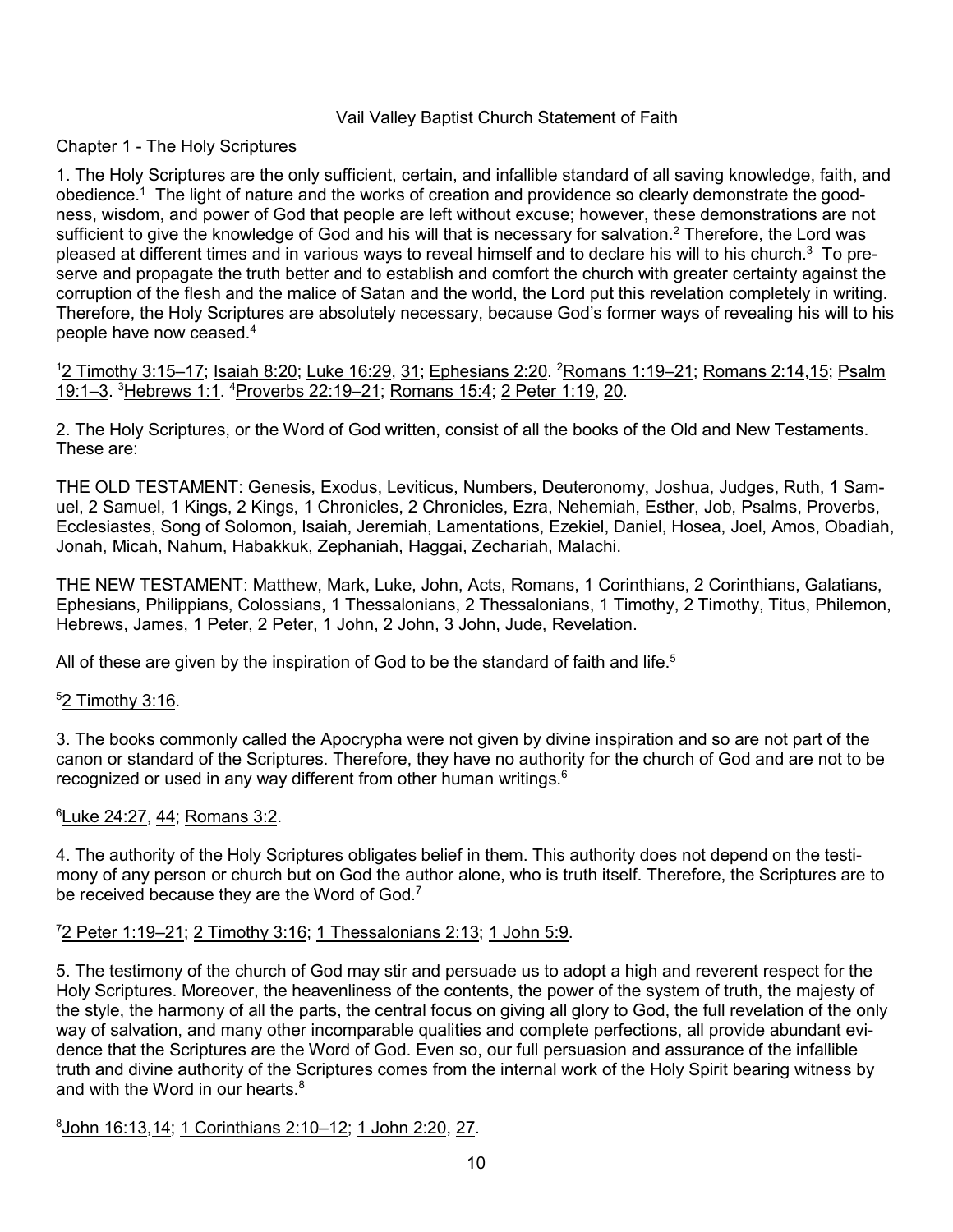# Vail Valley Baptist Church Statement of Faith

## Chapter 1 - The Holy Scriptures

1. The Holy Scriptures are the only sufficient, certain, and infallible standard of all saving knowledge, faith, and obedience.[1] The light of nature and the works of creation and providence so clearly demonstrate the goodness, wisdom, and power of God that people are left without excuse; however, these demonstrations are not sufficient to give the knowledge of God and his will that is necessary for salvation.[2] Therefore, the Lord was pleased at different times and in various ways to reveal himself and to declare his will to his church.[3] To preserve and propagate the truth better and to establish and comfort the church with greater certainty against the corruption of the flesh and the malice of Satan and the world, the Lord put this revelation completely in writing. Therefore, the Holy Scriptures are absolutely necessary, because God's former ways of revealing his will to his people have now ceased.[4]

[1]2 Timothy 3:15–17; Isaiah 8:20; Luke 16:29, 31; Ephesians 2:20. [2]Romans 1:19–21; Romans 2:14,15; Psalm 19:1–3. [3]Hebrews 1:1. [4]Proverbs 22:19–21; Romans 15:4; 2 Peter 1:19, 20.

2. The Holy Scriptures, or the Word of God written, consist of all the books of the Old and New Testaments. These are:

THE OLD TESTAMENT: Genesis, Exodus, Leviticus, Numbers, Deuteronomy, Joshua, Judges, Ruth, 1 Samuel, 2 Samuel, 1 Kings, 2 Kings, 1 Chronicles, 2 Chronicles, Ezra, Nehemiah, Esther, Job, Psalms, Proverbs, Ecclesiastes, Song of Solomon, Isaiah, Jeremiah, Lamentations, Ezekiel, Daniel, Hosea, Joel, Amos, Obadiah, Jonah, Micah, Nahum, Habakkuk, Zephaniah, Haggai, Zechariah, Malachi.

THE NEW TESTAMENT: Matthew, Mark, Luke, John, Acts, Romans, 1 Corinthians, 2 Corinthians, Galatians, Ephesians, Philippians, Colossians, 1 Thessalonians, 2 Thessalonians, 1 Timothy, 2 Timothy, Titus, Philemon, Hebrews, James, 1 Peter, 2 Peter, 1 John, 2 John, 3 John, Jude, Revelation.

All of these are given by the inspiration of God to be the standard of faith and life.[5]

[5]2 Timothy 3:16.

3. The books commonly called the Apocrypha were not given by divine inspiration and so are not part of the canon or standard of the Scriptures. Therefore, they have no authority for the church of God and are not to be recognized or used in any way different from other human writings.[6]

[6]Luke 24:27, 44; Romans 3:2.

4. The authority of the Holy Scriptures obligates belief in them. This authority does not depend on the testimony of any person or church but on God the author alone, who is truth itself. Therefore, the Scriptures are to be received because they are the Word of God.[7]

[7]2 Peter 1:19–21; 2 Timothy 3:16; 1 Thessalonians 2:13; 1 John 5:9.

5. The testimony of the church of God may stir and persuade us to adopt a high and reverent respect for the Holy Scriptures. Moreover, the heavenliness of the contents, the power of the system of truth, the majesty of the style, the harmony of all the parts, the central focus on giving all glory to God, the full revelation of the only way of salvation, and many other incomparable qualities and complete perfections, all provide abundant evidence that the Scriptures are the Word of God. Even so, our full persuasion and assurance of the infallible truth and divine authority of the Scriptures comes from the internal work of the Holy Spirit bearing witness by and with the Word in our hearts.[8]

[8]John 16:13,14; 1 Corinthians 2:10–12; 1 John 2:20, 27.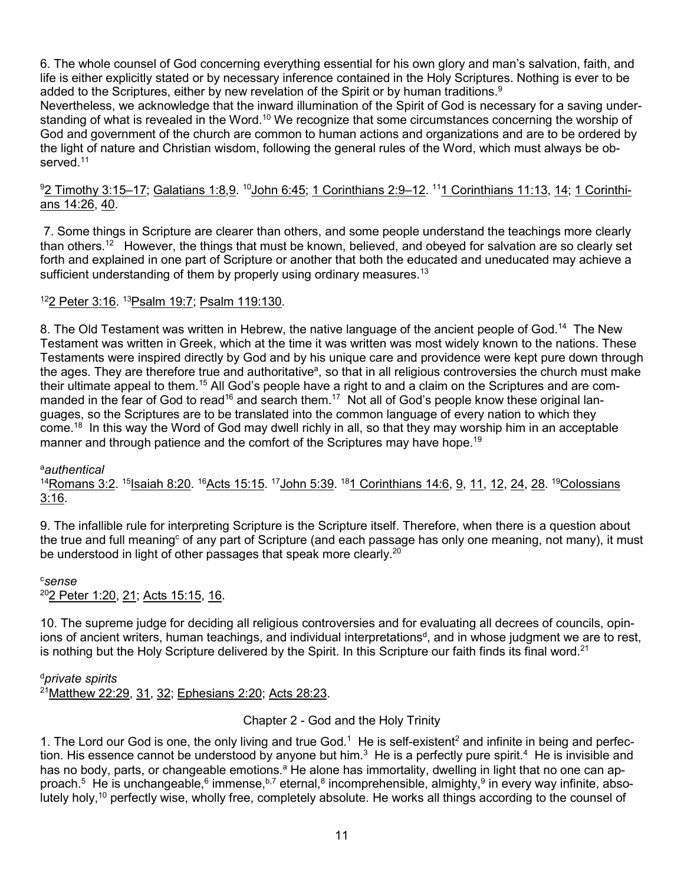6. The whole counsel of God concerning everything essential for his own glory and man's salvation, faith, and life is either explicitly stated or by necessary inference contained in the Holy Scriptures. Nothing is ever to be added to the Scriptures, either by new revelation of the Spirit or by human traditions.[9]
Nevertheless, we acknowledge that the inward illumination of the Spirit of God is necessary for a saving understanding of what is revealed in the Word.[10] We recognize that some circumstances concerning the worship of God and government of the church are common to human actions and organizations and are to be ordered by the light of nature and Christian wisdom, following the general rules of the Word, which must always be observed.[11]

[9]2 Timothy 3:15–17; Galatians 1:8,9. [10]John 6:45; 1 Corinthians 2:9–12. [11]1 Corinthians 11:13, 14; 1 Corinthians 14:26, 40.

7. Some things in Scripture are clearer than others, and some people understand the teachings more clearly than others.[12] However, the things that must be known, believed, and obeyed for salvation are so clearly set forth and explained in one part of Scripture or another that both the educated and uneducated may achieve a sufficient understanding of them by properly using ordinary measures.[13]

[12]2 Peter 3:16. [13]Psalm 19:7; Psalm 119:130.

8. The Old Testament was written in Hebrew, the native language of the ancient people of God.[14] The New Testament was written in Greek, which at the time it was written was most widely known to the nations. These Testaments were inspired directly by God and by his unique care and providence were kept pure down through the ages. They are therefore true and authoritative[a], so that in all religious controversies the church must make their ultimate appeal to them.[15] All God's people have a right to and a claim on the Scriptures and are commanded in the fear of God to read[16] and search them.[17] Not all of God's people know these original languages, so the Scriptures are to be translated into the common language of every nation to which they come.[18] In this way the Word of God may dwell richly in all, so that they may worship him in an acceptable manner and through patience and the comfort of the Scriptures may have hope.[19]

[a]*authentical*
[14]Romans 3:2. [15]Isaiah 8:20. [16]Acts 15:15. [17]John 5:39. [18]1 Corinthians 14:6, 9, 11, 12, 24, 28. [19]Colossians 3:16.

9. The infallible rule for interpreting Scripture is the Scripture itself. Therefore, when there is a question about the true and full meaning[c] of any part of Scripture (and each passage has only one meaning, not many), it must be understood in light of other passages that speak more clearly.[20]

[c]*sense*
[20]2 Peter 1:20, 21; Acts 15:15, 16.

10. The supreme judge for deciding all religious controversies and for evaluating all decrees of councils, opinions of ancient writers, human teachings, and individual interpretations[d], and in whose judgment we are to rest, is nothing but the Holy Scripture delivered by the Spirit. In this Scripture our faith finds its final word.[21]

[d]*private spirits*
[21]Matthew 22:29, 31, 32; Ephesians 2:20; Acts 28:23.

## Chapter 2 - God and the Holy Trinity

1. The Lord our God is one, the only living and true God.[1] He is self-existent[2] and infinite in being and perfection. His essence cannot be understood by anyone but him.[3] He is a perfectly pure spirit.[4] He is invisible and has no body, parts, or changeable emotions.[a] He alone has immortality, dwelling in light that no one can approach.[5] He is unchangeable,[6] immense,[b,7] eternal,[8] incomprehensible, almighty,[9] in every way infinite, absolutely holy,[10] perfectly wise, wholly free, completely absolute. He works all things according to the counsel of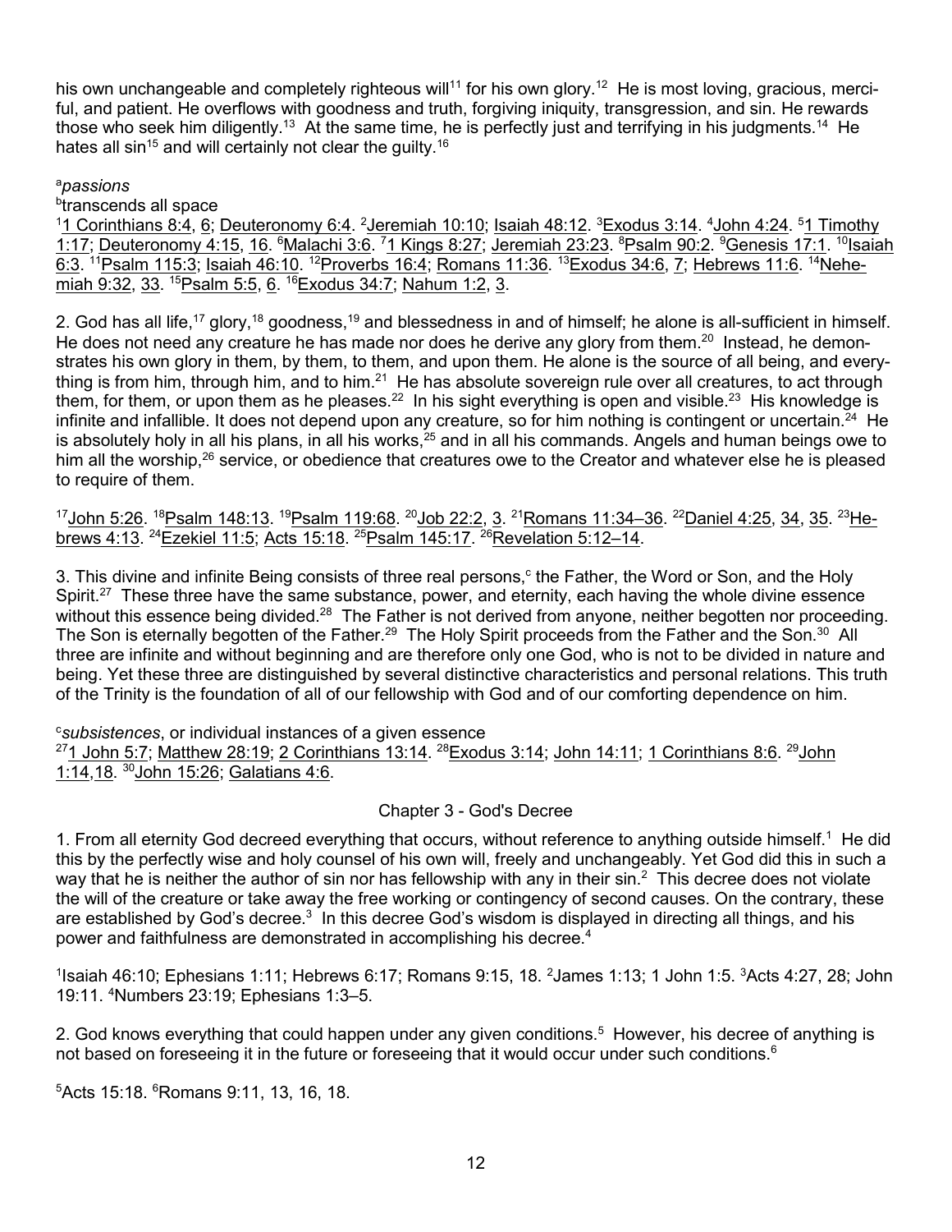his own unchangeable and completely righteous will[11] for his own glory.[12] He is most loving, gracious, merciful, and patient. He overflows with goodness and truth, forgiving iniquity, transgression, and sin. He rewards those who seek him diligently.[13] At the same time, he is perfectly just and terrifying in his judgments.[14] He hates all sin[15] and will certainly not clear the guilty.[16]

[a]*passions*
[b]transcends all space
[1]1 Corinthians 8:4, 6; Deuteronomy 6:4. [2]Jeremiah 10:10; Isaiah 48:12. [3]Exodus 3:14. [4]John 4:24. [5]1 Timothy 1:17; Deuteronomy 4:15, 16. [6]Malachi 3:6. [7]1 Kings 8:27; Jeremiah 23:23. [8]Psalm 90:2. [9]Genesis 17:1. [10]Isaiah 6:3. [11]Psalm 115:3; Isaiah 46:10. [12]Proverbs 16:4; Romans 11:36. [13]Exodus 34:6, 7; Hebrews 11:6. [14]Nehemiah 9:32, 33. [15]Psalm 5:5, 6. [16]Exodus 34:7; Nahum 1:2, 3.

2. God has all life,[17] glory,[18] goodness,[19] and blessedness in and of himself; he alone is all-sufficient in himself. He does not need any creature he has made nor does he derive any glory from them.[20] Instead, he demonstrates his own glory in them, by them, to them, and upon them. He alone is the source of all being, and everything is from him, through him, and to him.[21] He has absolute sovereign rule over all creatures, to act through them, for them, or upon them as he pleases.[22] In his sight everything is open and visible.[23] His knowledge is infinite and infallible. It does not depend upon any creature, so for him nothing is contingent or uncertain.[24] He is absolutely holy in all his plans, in all his works,[25] and in all his commands. Angels and human beings owe to him all the worship,[26] service, or obedience that creatures owe to the Creator and whatever else he is pleased to require of them.

[17]John 5:26. [18]Psalm 148:13. [19]Psalm 119:68. [20]Job 22:2, 3. [21]Romans 11:34–36. [22]Daniel 4:25, 34, 35. [23]Hebrews 4:13. [24]Ezekiel 11:5; Acts 15:18. [25]Psalm 145:17. [26]Revelation 5:12–14.

3. This divine and infinite Being consists of three real persons,[c] the Father, the Word or Son, and the Holy Spirit.[27] These three have the same substance, power, and eternity, each having the whole divine essence without this essence being divided.[28] The Father is not derived from anyone, neither begotten nor proceeding. The Son is eternally begotten of the Father.[29] The Holy Spirit proceeds from the Father and the Son.[30] All three are infinite and without beginning and are therefore only one God, who is not to be divided in nature and being. Yet these three are distinguished by several distinctive characteristics and personal relations. This truth of the Trinity is the foundation of all of our fellowship with God and of our comforting dependence on him.

[c]*subsistences*, or individual instances of a given essence
[27]1 John 5:7; Matthew 28:19; 2 Corinthians 13:14. [28]Exodus 3:14; John 14:11; 1 Corinthians 8:6. [29]John 1:14,18. [30]John 15:26; Galatians 4:6.

## Chapter 3 - God's Decree

1. From all eternity God decreed everything that occurs, without reference to anything outside himself.[1] He did this by the perfectly wise and holy counsel of his own will, freely and unchangeably. Yet God did this in such a way that he is neither the author of sin nor has fellowship with any in their sin.[2] This decree does not violate the will of the creature or take away the free working or contingency of second causes. On the contrary, these are established by God's decree.[3] In this decree God's wisdom is displayed in directing all things, and his power and faithfulness are demonstrated in accomplishing his decree.[4]

[1]Isaiah 46:10; Ephesians 1:11; Hebrews 6:17; Romans 9:15, 18. [2]James 1:13; 1 John 1:5. [3]Acts 4:27, 28; John 19:11. [4]Numbers 23:19; Ephesians 1:3–5.

2. God knows everything that could happen under any given conditions.[5] However, his decree of anything is not based on foreseeing it in the future or foreseeing that it would occur under such conditions.[6]

[5]Acts 15:18. [6]Romans 9:11, 13, 16, 18.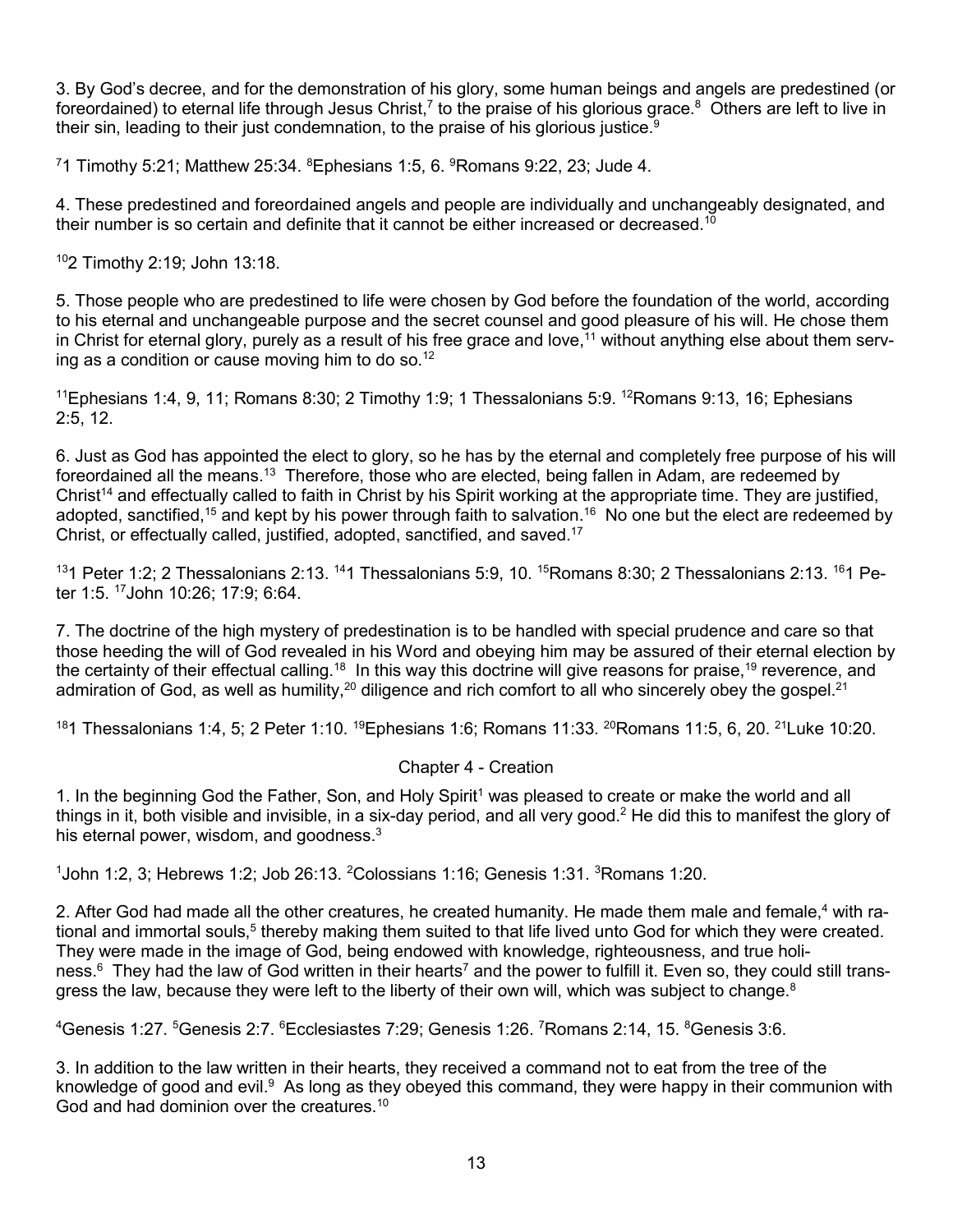3. By God's decree, and for the demonstration of his glory, some human beings and angels are predestined (or foreordained) to eternal life through Jesus Christ,[7] to the praise of his glorious grace.[8] Others are left to live in their sin, leading to their just condemnation, to the praise of his glorious justice.[9]

[7]1 Timothy 5:21; Matthew 25:34. [8]Ephesians 1:5, 6. [9]Romans 9:22, 23; Jude 4.

4. These predestined and foreordained angels and people are individually and unchangeably designated, and their number is so certain and definite that it cannot be either increased or decreased.[10]

[10]2 Timothy 2:19; John 13:18.

5. Those people who are predestined to life were chosen by God before the foundation of the world, according to his eternal and unchangeable purpose and the secret counsel and good pleasure of his will. He chose them in Christ for eternal glory, purely as a result of his free grace and love,[11] without anything else about them serving as a condition or cause moving him to do so.[12]

[11]Ephesians 1:4, 9, 11; Romans 8:30; 2 Timothy 1:9; 1 Thessalonians 5:9. [12]Romans 9:13, 16; Ephesians 2:5, 12.

6. Just as God has appointed the elect to glory, so he has by the eternal and completely free purpose of his will foreordained all the means.[13] Therefore, those who are elected, being fallen in Adam, are redeemed by Christ[14] and effectually called to faith in Christ by his Spirit working at the appropriate time. They are justified, adopted, sanctified,[15] and kept by his power through faith to salvation.[16] No one but the elect are redeemed by Christ, or effectually called, justified, adopted, sanctified, and saved.[17]

[13]1 Peter 1:2; 2 Thessalonians 2:13. [14]1 Thessalonians 5:9, 10. [15]Romans 8:30; 2 Thessalonians 2:13. [16]1 Peter 1:5. [17]John 10:26; 17:9; 6:64.

7. The doctrine of the high mystery of predestination is to be handled with special prudence and care so that those heeding the will of God revealed in his Word and obeying him may be assured of their eternal election by the certainty of their effectual calling.[18] In this way this doctrine will give reasons for praise,[19] reverence, and admiration of God, as well as humility,[20] diligence and rich comfort to all who sincerely obey the gospel.[21]

[18]1 Thessalonians 1:4, 5; 2 Peter 1:10. [19]Ephesians 1:6; Romans 11:33. [20]Romans 11:5, 6, 20. [21]Luke 10:20.

## Chapter 4 - Creation

1. In the beginning God the Father, Son, and Holy Spirit[1] was pleased to create or make the world and all things in it, both visible and invisible, in a six-day period, and all very good.[2] He did this to manifest the glory of his eternal power, wisdom, and goodness.[3]

[1]John 1:2, 3; Hebrews 1:2; Job 26:13. [2]Colossians 1:16; Genesis 1:31. [3]Romans 1:20.

2. After God had made all the other creatures, he created humanity. He made them male and female,[4] with rational and immortal souls,[5] thereby making them suited to that life lived unto God for which they were created. They were made in the image of God, being endowed with knowledge, righteousness, and true holiness.[6] They had the law of God written in their hearts[7] and the power to fulfill it. Even so, they could still transgress the law, because they were left to the liberty of their own will, which was subject to change.[8]

[4]Genesis 1:27. [5]Genesis 2:7. [6]Ecclesiastes 7:29; Genesis 1:26. [7]Romans 2:14, 15. [8]Genesis 3:6.

3. In addition to the law written in their hearts, they received a command not to eat from the tree of the knowledge of good and evil.[9] As long as they obeyed this command, they were happy in their communion with God and had dominion over the creatures.[10]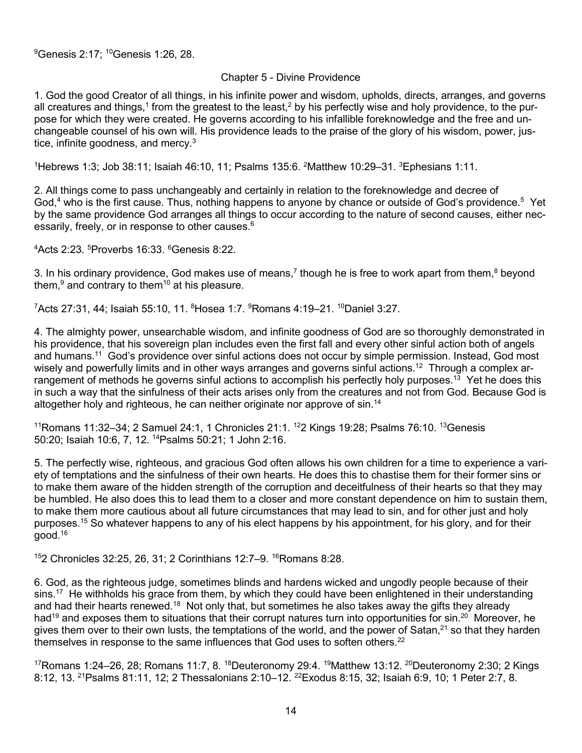[9]Genesis 2:17; [10]Genesis 1:26, 28.

## Chapter 5 - Divine Providence

1. God the good Creator of all things, in his infinite power and wisdom, upholds, directs, arranges, and governs all creatures and things,[1] from the greatest to the least,[2] by his perfectly wise and holy providence, to the purpose for which they were created. He governs according to his infallible foreknowledge and the free and unchangeable counsel of his own will. His providence leads to the praise of the glory of his wisdom, power, justice, infinite goodness, and mercy.[3]

[1]Hebrews 1:3; Job 38:11; Isaiah 46:10, 11; Psalms 135:6. [2]Matthew 10:29–31. [3]Ephesians 1:11.

2. All things come to pass unchangeably and certainly in relation to the foreknowledge and decree of God,[4] who is the first cause. Thus, nothing happens to anyone by chance or outside of God's providence.[5] Yet by the same providence God arranges all things to occur according to the nature of second causes, either necessarily, freely, or in response to other causes.[6]

[4]Acts 2:23. [5]Proverbs 16:33. [6]Genesis 8:22.

3. In his ordinary providence, God makes use of means,[7] though he is free to work apart from them,[8] beyond them,[9] and contrary to them[10] at his pleasure.

[7]Acts 27:31, 44; Isaiah 55:10, 11. [8]Hosea 1:7. [9]Romans 4:19–21. [10]Daniel 3:27.

4. The almighty power, unsearchable wisdom, and infinite goodness of God are so thoroughly demonstrated in his providence, that his sovereign plan includes even the first fall and every other sinful action both of angels and humans.[11] God's providence over sinful actions does not occur by simple permission. Instead, God most wisely and powerfully limits and in other ways arranges and governs sinful actions.[12] Through a complex arrangement of methods he governs sinful actions to accomplish his perfectly holy purposes.[13] Yet he does this in such a way that the sinfulness of their acts arises only from the creatures and not from God. Because God is altogether holy and righteous, he can neither originate nor approve of sin.[14]

[11]Romans 11:32–34; 2 Samuel 24:1, 1 Chronicles 21:1. [12]2 Kings 19:28; Psalms 76:10. [13]Genesis 50:20; Isaiah 10:6, 7, 12. [14]Psalms 50:21; 1 John 2:16.

5. The perfectly wise, righteous, and gracious God often allows his own children for a time to experience a variety of temptations and the sinfulness of their own hearts. He does this to chastise them for their former sins or to make them aware of the hidden strength of the corruption and deceitfulness of their hearts so that they may be humbled. He also does this to lead them to a closer and more constant dependence on him to sustain them, to make them more cautious about all future circumstances that may lead to sin, and for other just and holy purposes.[15] So whatever happens to any of his elect happens by his appointment, for his glory, and for their good.[16]

[15]2 Chronicles 32:25, 26, 31; 2 Corinthians 12:7–9. [16]Romans 8:28.

6. God, as the righteous judge, sometimes blinds and hardens wicked and ungodly people because of their sins.[17] He withholds his grace from them, by which they could have been enlightened in their understanding and had their hearts renewed.[18] Not only that, but sometimes he also takes away the gifts they already had[19] and exposes them to situations that their corrupt natures turn into opportunities for sin.[20] Moreover, he gives them over to their own lusts, the temptations of the world, and the power of Satan,[21] so that they harden themselves in response to the same influences that God uses to soften others.[22]

[17]Romans 1:24–26, 28; Romans 11:7, 8. [18]Deuteronomy 29:4. [19]Matthew 13:12. [20]Deuteronomy 2:30; 2 Kings 8:12, 13. [21]Psalms 81:11, 12; 2 Thessalonians 2:10–12. [22]Exodus 8:15, 32; Isaiah 6:9, 10; 1 Peter 2:7, 8.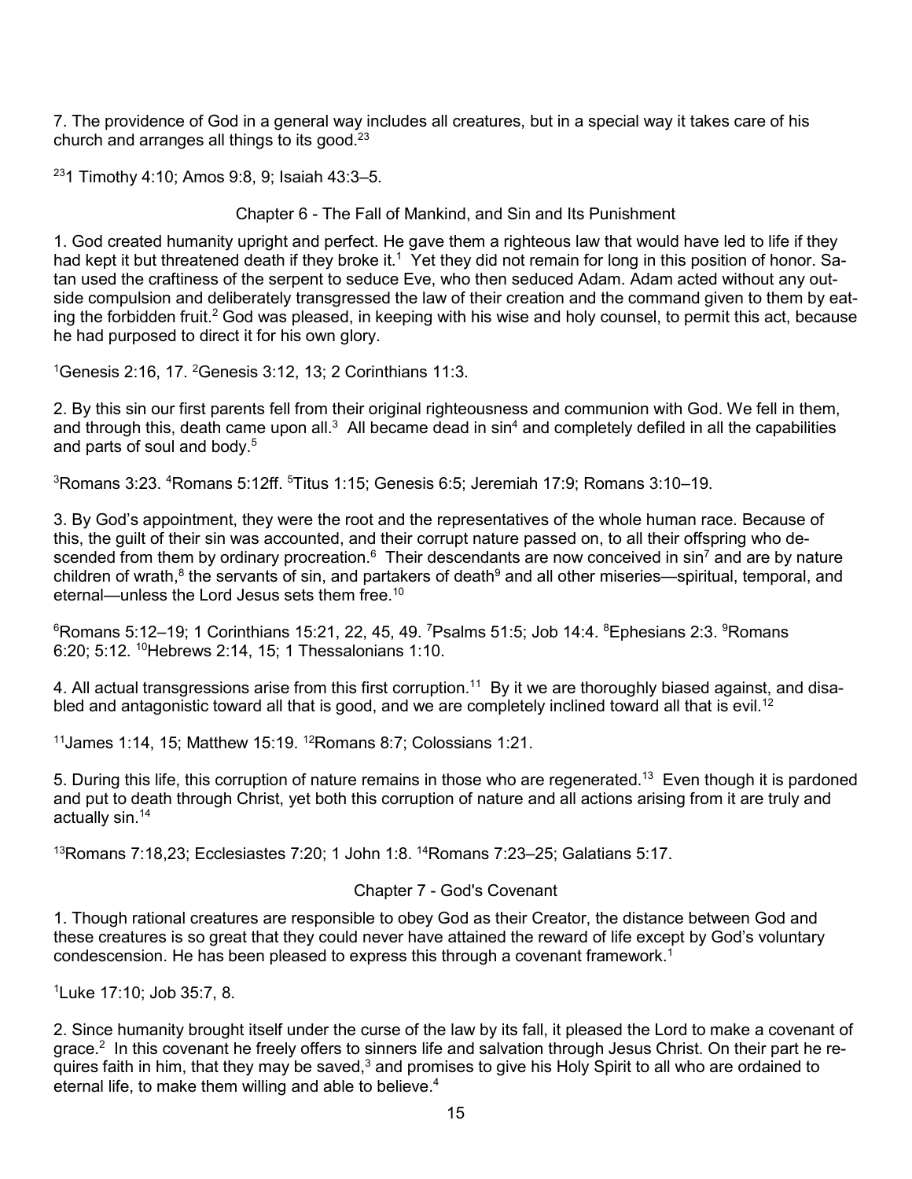7. The providence of God in a general way includes all creatures, but in a special way it takes care of his church and arranges all things to its good.[23]

[23]1 Timothy 4:10; Amos 9:8, 9; Isaiah 43:3–5.

## Chapter 6 - The Fall of Mankind, and Sin and Its Punishment

1. God created humanity upright and perfect. He gave them a righteous law that would have led to life if they had kept it but threatened death if they broke it.[1] Yet they did not remain for long in this position of honor. Satan used the craftiness of the serpent to seduce Eve, who then seduced Adam. Adam acted without any outside compulsion and deliberately transgressed the law of their creation and the command given to them by eating the forbidden fruit.[2] God was pleased, in keeping with his wise and holy counsel, to permit this act, because he had purposed to direct it for his own glory.

[1]Genesis 2:16, 17. [2]Genesis 3:12, 13; 2 Corinthians 11:3.

2. By this sin our first parents fell from their original righteousness and communion with God. We fell in them, and through this, death came upon all.[3] All became dead in sin[4] and completely defiled in all the capabilities and parts of soul and body.[5]

[3]Romans 3:23. [4]Romans 5:12ff. [5]Titus 1:15; Genesis 6:5; Jeremiah 17:9; Romans 3:10–19.

3. By God's appointment, they were the root and the representatives of the whole human race. Because of this, the guilt of their sin was accounted, and their corrupt nature passed on, to all their offspring who descended from them by ordinary procreation.[6] Their descendants are now conceived in sin[7] and are by nature children of wrath,[8] the servants of sin, and partakers of death[9] and all other miseries—spiritual, temporal, and eternal—unless the Lord Jesus sets them free.[10]

[6]Romans 5:12–19; 1 Corinthians 15:21, 22, 45, 49. [7]Psalms 51:5; Job 14:4. [8]Ephesians 2:3. [9]Romans 6:20; 5:12. [10]Hebrews 2:14, 15; 1 Thessalonians 1:10.

4. All actual transgressions arise from this first corruption.[11] By it we are thoroughly biased against, and disabled and antagonistic toward all that is good, and we are completely inclined toward all that is evil.[12]

[11]James 1:14, 15; Matthew 15:19. [12]Romans 8:7; Colossians 1:21.

5. During this life, this corruption of nature remains in those who are regenerated.[13] Even though it is pardoned and put to death through Christ, yet both this corruption of nature and all actions arising from it are truly and actually sin.[14]

[13]Romans 7:18,23; Ecclesiastes 7:20; 1 John 1:8. [14]Romans 7:23–25; Galatians 5:17.

## Chapter 7 - God's Covenant

1. Though rational creatures are responsible to obey God as their Creator, the distance between God and these creatures is so great that they could never have attained the reward of life except by God's voluntary condescension. He has been pleased to express this through a covenant framework.[1]

[1]Luke 17:10; Job 35:7, 8.

2. Since humanity brought itself under the curse of the law by its fall, it pleased the Lord to make a covenant of grace.[2] In this covenant he freely offers to sinners life and salvation through Jesus Christ. On their part he requires faith in him, that they may be saved,[3] and promises to give his Holy Spirit to all who are ordained to eternal life, to make them willing and able to believe.[4]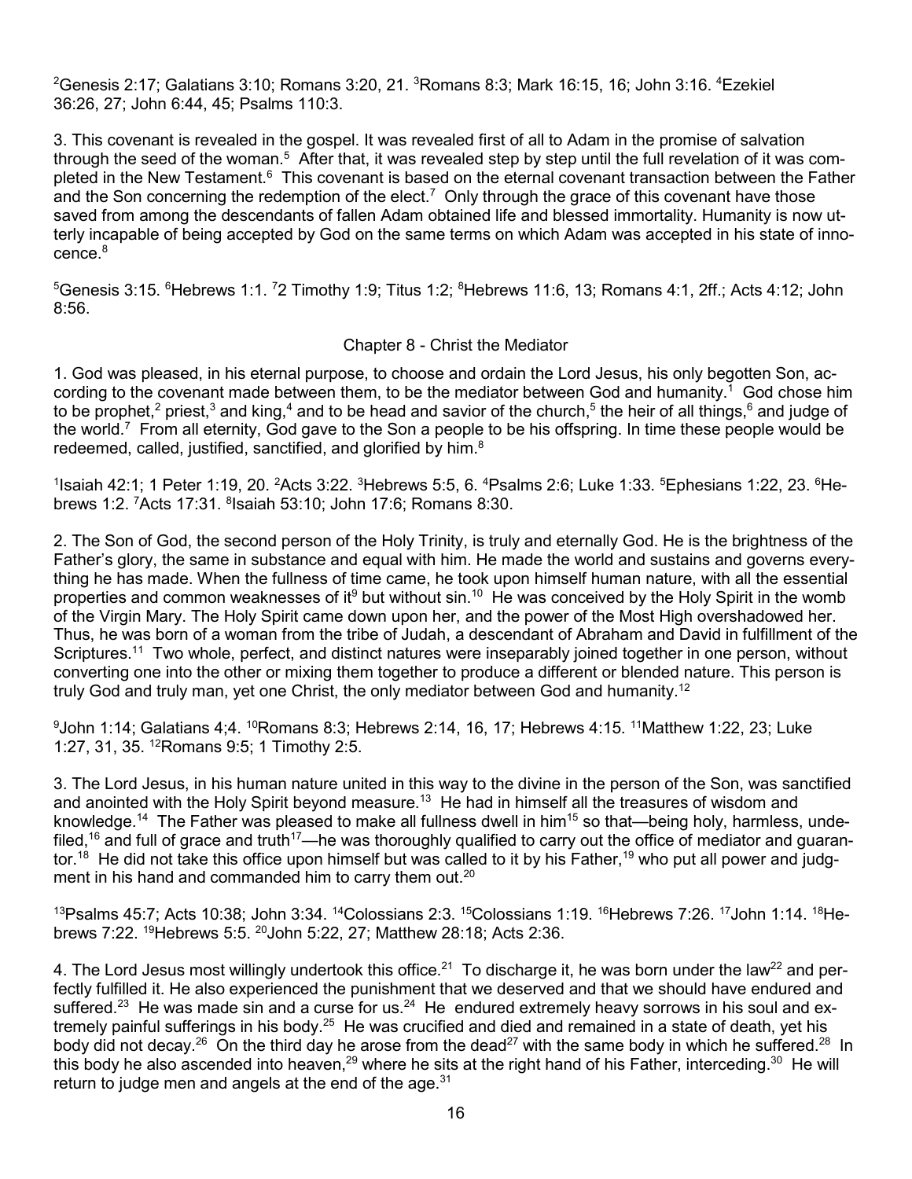[2]Genesis 2:17; Galatians 3:10; Romans 3:20, 21. [3]Romans 8:3; Mark 16:15, 16; John 3:16. [4]Ezekiel 36:26, 27; John 6:44, 45; Psalms 110:3.

3. This covenant is revealed in the gospel. It was revealed first of all to Adam in the promise of salvation through the seed of the woman.[5] After that, it was revealed step by step until the full revelation of it was completed in the New Testament.[6] This covenant is based on the eternal covenant transaction between the Father and the Son concerning the redemption of the elect.[7] Only through the grace of this covenant have those saved from among the descendants of fallen Adam obtained life and blessed immortality. Humanity is now utterly incapable of being accepted by God on the same terms on which Adam was accepted in his state of innocence.[8]

[5]Genesis 3:15. [6]Hebrews 1:1. [7]2 Timothy 1:9; Titus 1:2; [8]Hebrews 11:6, 13; Romans 4:1, 2ff.; Acts 4:12; John 8:56.

## Chapter 8 - Christ the Mediator

1. God was pleased, in his eternal purpose, to choose and ordain the Lord Jesus, his only begotten Son, according to the covenant made between them, to be the mediator between God and humanity.[1] God chose him to be prophet,[2] priest,[3] and king,[4] and to be head and savior of the church,[5] the heir of all things,[6] and judge of the world.[7] From all eternity, God gave to the Son a people to be his offspring. In time these people would be redeemed, called, justified, sanctified, and glorified by him.[8]

[1]Isaiah 42:1; 1 Peter 1:19, 20. [2]Acts 3:22. [3]Hebrews 5:5, 6. [4]Psalms 2:6; Luke 1:33. [5]Ephesians 1:22, 23. [6]Hebrews 1:2. [7]Acts 17:31. [8]Isaiah 53:10; John 17:6; Romans 8:30.

2. The Son of God, the second person of the Holy Trinity, is truly and eternally God. He is the brightness of the Father's glory, the same in substance and equal with him. He made the world and sustains and governs everything he has made. When the fullness of time came, he took upon himself human nature, with all the essential properties and common weaknesses of it[9] but without sin.[10] He was conceived by the Holy Spirit in the womb of the Virgin Mary. The Holy Spirit came down upon her, and the power of the Most High overshadowed her. Thus, he was born of a woman from the tribe of Judah, a descendant of Abraham and David in fulfillment of the Scriptures.[11] Two whole, perfect, and distinct natures were inseparably joined together in one person, without converting one into the other or mixing them together to produce a different or blended nature. This person is truly God and truly man, yet one Christ, the only mediator between God and humanity.[12]

[9]John 1:14; Galatians 4;4. [10]Romans 8:3; Hebrews 2:14, 16, 17; Hebrews 4:15. [11]Matthew 1:22, 23; Luke 1:27, 31, 35. [12]Romans 9:5; 1 Timothy 2:5.

3. The Lord Jesus, in his human nature united in this way to the divine in the person of the Son, was sanctified and anointed with the Holy Spirit beyond measure.[13] He had in himself all the treasures of wisdom and knowledge.[14] The Father was pleased to make all fullness dwell in him[15] so that—being holy, harmless, undefiled,[16] and full of grace and truth[17]—he was thoroughly qualified to carry out the office of mediator and guarantor.[18] He did not take this office upon himself but was called to it by his Father,[19] who put all power and judgment in his hand and commanded him to carry them out.[20]

[13]Psalms 45:7; Acts 10:38; John 3:34. [14]Colossians 2:3. [15]Colossians 1:19. [16]Hebrews 7:26. [17]John 1:14. [18]Hebrews 7:22. [19]Hebrews 5:5. [20]John 5:22, 27; Matthew 28:18; Acts 2:36.

4. The Lord Jesus most willingly undertook this office.[21] To discharge it, he was born under the law[22] and perfectly fulfilled it. He also experienced the punishment that we deserved and that we should have endured and suffered.[23] He was made sin and a curse for us.[24] He endured extremely heavy sorrows in his soul and extremely painful sufferings in his body.[25] He was crucified and died and remained in a state of death, yet his body did not decay.[26] On the third day he arose from the dead[27] with the same body in which he suffered.[28] In this body he also ascended into heaven,[29] where he sits at the right hand of his Father, interceding.[30] He will return to judge men and angels at the end of the age.[31]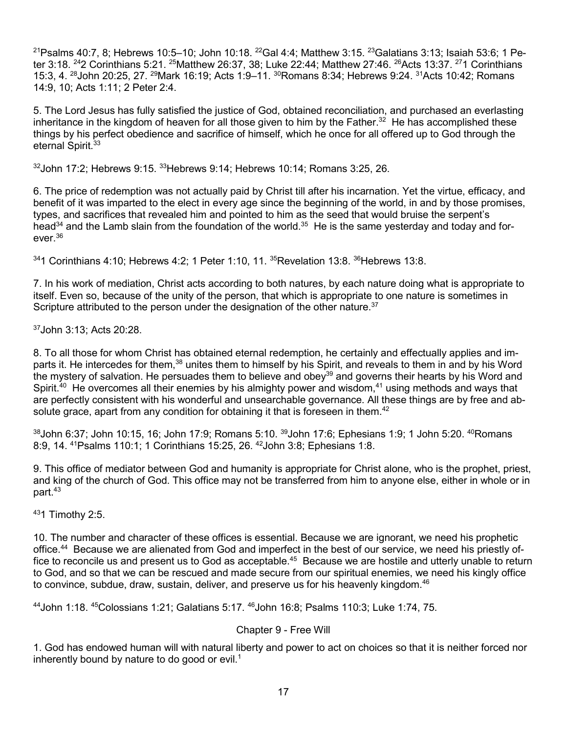[21]Psalms 40:7, 8; Hebrews 10:5–10; John 10:18. [22]Gal 4:4; Matthew 3:15. [23]Galatians 3:13; Isaiah 53:6; 1 Peter 3:18. [24]2 Corinthians 5:21. [25]Matthew 26:37, 38; Luke 22:44; Matthew 27:46. [26]Acts 13:37. [27]1 Corinthians 15:3, 4. [28]John 20:25, 27. [29]Mark 16:19; Acts 1:9–11. [30]Romans 8:34; Hebrews 9:24. [31]Acts 10:42; Romans 14:9, 10; Acts 1:11; 2 Peter 2:4.

5. The Lord Jesus has fully satisfied the justice of God, obtained reconciliation, and purchased an everlasting inheritance in the kingdom of heaven for all those given to him by the Father.[32] He has accomplished these things by his perfect obedience and sacrifice of himself, which he once for all offered up to God through the eternal Spirit.[33]

[32]John 17:2; Hebrews 9:15. [33]Hebrews 9:14; Hebrews 10:14; Romans 3:25, 26.

6. The price of redemption was not actually paid by Christ till after his incarnation. Yet the virtue, efficacy, and benefit of it was imparted to the elect in every age since the beginning of the world, in and by those promises, types, and sacrifices that revealed him and pointed to him as the seed that would bruise the serpent's head[34] and the Lamb slain from the foundation of the world.[35] He is the same yesterday and today and forever.[36]

[34]1 Corinthians 4:10; Hebrews 4:2; 1 Peter 1:10, 11. [35]Revelation 13:8. [36]Hebrews 13:8.

7. In his work of mediation, Christ acts according to both natures, by each nature doing what is appropriate to itself. Even so, because of the unity of the person, that which is appropriate to one nature is sometimes in Scripture attributed to the person under the designation of the other nature.[37]

[37]John 3:13; Acts 20:28.

8. To all those for whom Christ has obtained eternal redemption, he certainly and effectually applies and imparts it. He intercedes for them,[38] unites them to himself by his Spirit, and reveals to them in and by his Word the mystery of salvation. He persuades them to believe and obey[39] and governs their hearts by his Word and Spirit.[40] He overcomes all their enemies by his almighty power and wisdom,[41] using methods and ways that are perfectly consistent with his wonderful and unsearchable governance. All these things are by free and absolute grace, apart from any condition for obtaining it that is foreseen in them.[42]

[38]John 6:37; John 10:15, 16; John 17:9; Romans 5:10. [39]John 17:6; Ephesians 1:9; 1 John 5:20. [40]Romans 8:9, 14. [41]Psalms 110:1; 1 Corinthians 15:25, 26. [42]John 3:8; Ephesians 1:8.

9. This office of mediator between God and humanity is appropriate for Christ alone, who is the prophet, priest, and king of the church of God. This office may not be transferred from him to anyone else, either in whole or in part.[43]

[43]1 Timothy 2:5.

10. The number and character of these offices is essential. Because we are ignorant, we need his prophetic office.[44] Because we are alienated from God and imperfect in the best of our service, we need his priestly office to reconcile us and present us to God as acceptable.[45] Because we are hostile and utterly unable to return to God, and so that we can be rescued and made secure from our spiritual enemies, we need his kingly office to convince, subdue, draw, sustain, deliver, and preserve us for his heavenly kingdom.[46]

[44]John 1:18. [45]Colossians 1:21; Galatians 5:17. [46]John 16:8; Psalms 110:3; Luke 1:74, 75.

## Chapter 9 - Free Will

1. God has endowed human will with natural liberty and power to act on choices so that it is neither forced nor inherently bound by nature to do good or evil.[1]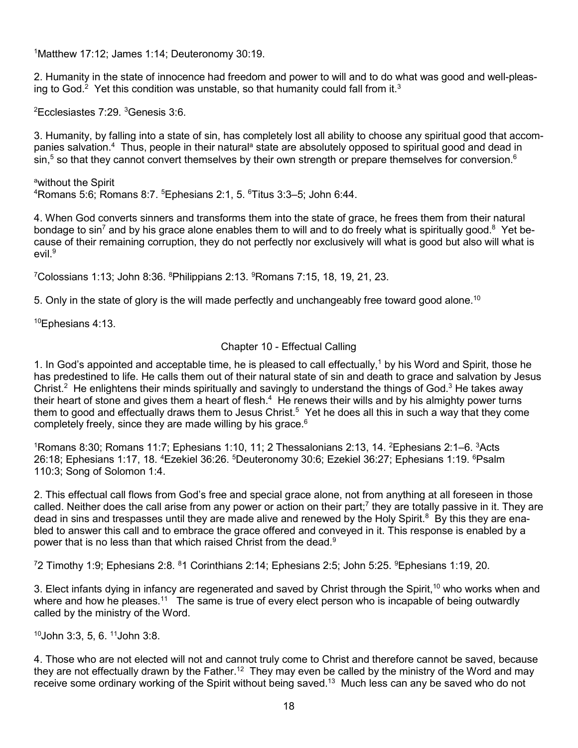[1]Matthew 17:12; James 1:14; Deuteronomy 30:19.

2. Humanity in the state of innocence had freedom and power to will and to do what was good and well-pleasing to God.[2] Yet this condition was unstable, so that humanity could fall from it.[3]

[2]Ecclesiastes 7:29. [3]Genesis 3:6.

3. Humanity, by falling into a state of sin, has completely lost all ability to choose any spiritual good that accompanies salvation.[4] Thus, people in their natural[a] state are absolutely opposed to spiritual good and dead in sin,[5] so that they cannot convert themselves by their own strength or prepare themselves for conversion.[6]

[a]without the Spirit
[4]Romans 5:6; Romans 8:7. [5]Ephesians 2:1, 5. [6]Titus 3:3–5; John 6:44.

4. When God converts sinners and transforms them into the state of grace, he frees them from their natural bondage to sin[7] and by his grace alone enables them to will and to do freely what is spiritually good.[8] Yet because of their remaining corruption, they do not perfectly nor exclusively will what is good but also will what is evil.[9]

[7]Colossians 1:13; John 8:36. [8]Philippians 2:13. [9]Romans 7:15, 18, 19, 21, 23.

5. Only in the state of glory is the will made perfectly and unchangeably free toward good alone.[10]

[10]Ephesians 4:13.

## Chapter 10 - Effectual Calling

1. In God's appointed and acceptable time, he is pleased to call effectually,[1] by his Word and Spirit, those he has predestined to life. He calls them out of their natural state of sin and death to grace and salvation by Jesus Christ.[2] He enlightens their minds spiritually and savingly to understand the things of God.[3] He takes away their heart of stone and gives them a heart of flesh.[4] He renews their wills and by his almighty power turns them to good and effectually draws them to Jesus Christ.[5] Yet he does all this in such a way that they come completely freely, since they are made willing by his grace.[6]

[1]Romans 8:30; Romans 11:7; Ephesians 1:10, 11; 2 Thessalonians 2:13, 14. [2]Ephesians 2:1–6. [3]Acts 26:18; Ephesians 1:17, 18. [4]Ezekiel 36:26. [5]Deuteronomy 30:6; Ezekiel 36:27; Ephesians 1:19. [6]Psalm 110:3; Song of Solomon 1:4.

2. This effectual call flows from God's free and special grace alone, not from anything at all foreseen in those called. Neither does the call arise from any power or action on their part;[7] they are totally passive in it. They are dead in sins and trespasses until they are made alive and renewed by the Holy Spirit.[8] By this they are enabled to answer this call and to embrace the grace offered and conveyed in it. This response is enabled by a power that is no less than that which raised Christ from the dead.[9]

[7]2 Timothy 1:9; Ephesians 2:8. [8]1 Corinthians 2:14; Ephesians 2:5; John 5:25. [9]Ephesians 1:19, 20.

3. Elect infants dying in infancy are regenerated and saved by Christ through the Spirit,[10] who works when and where and how he pleases.[11] The same is true of every elect person who is incapable of being outwardly called by the ministry of the Word.

[10]John 3:3, 5, 6. [11]John 3:8.

4. Those who are not elected will not and cannot truly come to Christ and therefore cannot be saved, because they are not effectually drawn by the Father.[12] They may even be called by the ministry of the Word and may receive some ordinary working of the Spirit without being saved.[13] Much less can any be saved who do not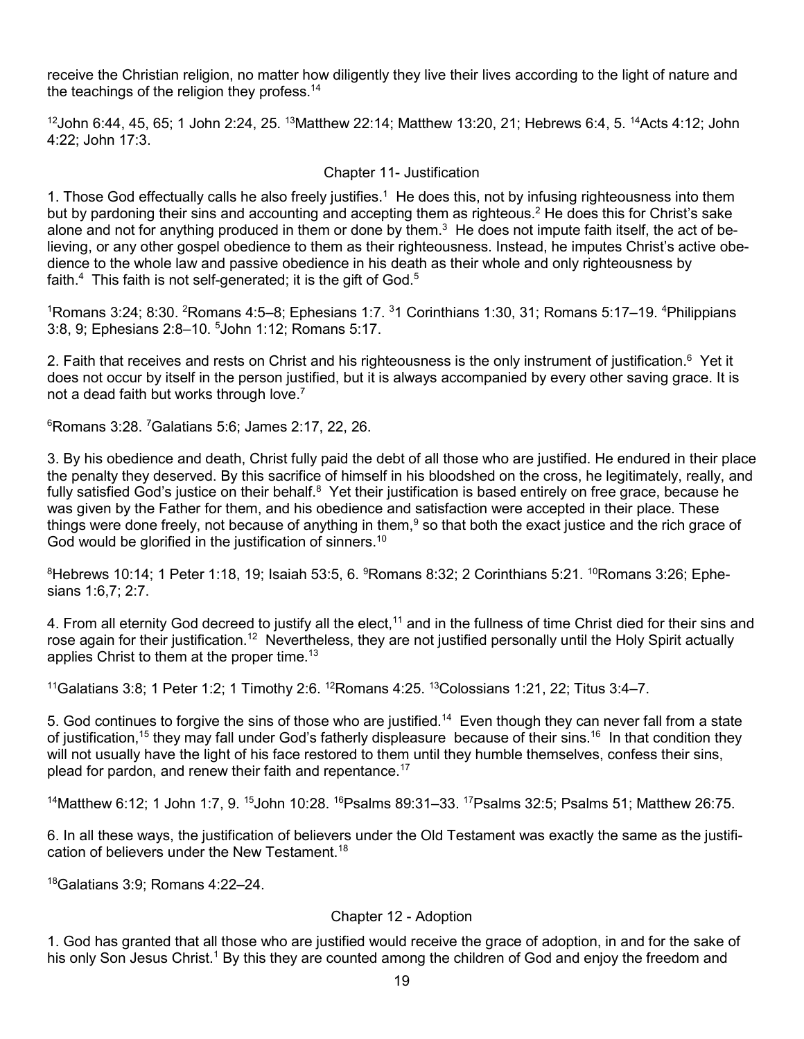receive the Christian religion, no matter how diligently they live their lives according to the light of nature and the teachings of the religion they profess.[14]

[12]John 6:44, 45, 65; 1 John 2:24, 25. [13]Matthew 22:14; Matthew 13:20, 21; Hebrews 6:4, 5. [14]Acts 4:12; John 4:22; John 17:3.

## Chapter 11- Justification

1. Those God effectually calls he also freely justifies.[1] He does this, not by infusing righteousness into them but by pardoning their sins and accounting and accepting them as righteous.[2] He does this for Christ's sake alone and not for anything produced in them or done by them.[3] He does not impute faith itself, the act of believing, or any other gospel obedience to them as their righteousness. Instead, he imputes Christ's active obedience to the whole law and passive obedience in his death as their whole and only righteousness by faith.[4] This faith is not self-generated; it is the gift of God.[5]

[1]Romans 3:24; 8:30. [2]Romans 4:5–8; Ephesians 1:7. [3]1 Corinthians 1:30, 31; Romans 5:17–19. [4]Philippians 3:8, 9; Ephesians 2:8–10. [5]John 1:12; Romans 5:17.

2. Faith that receives and rests on Christ and his righteousness is the only instrument of justification.[6] Yet it does not occur by itself in the person justified, but it is always accompanied by every other saving grace. It is not a dead faith but works through love.[7]

[6]Romans 3:28. [7]Galatians 5:6; James 2:17, 22, 26.

3. By his obedience and death, Christ fully paid the debt of all those who are justified. He endured in their place the penalty they deserved. By this sacrifice of himself in his bloodshed on the cross, he legitimately, really, and fully satisfied God's justice on their behalf.[8] Yet their justification is based entirely on free grace, because he was given by the Father for them, and his obedience and satisfaction were accepted in their place. These things were done freely, not because of anything in them,[9] so that both the exact justice and the rich grace of God would be glorified in the justification of sinners.[10]

[8]Hebrews 10:14; 1 Peter 1:18, 19; Isaiah 53:5, 6. [9]Romans 8:32; 2 Corinthians 5:21. [10]Romans 3:26; Ephesians 1:6,7; 2:7.

4. From all eternity God decreed to justify all the elect,[11] and in the fullness of time Christ died for their sins and rose again for their justification.[12] Nevertheless, they are not justified personally until the Holy Spirit actually applies Christ to them at the proper time.[13]

[11]Galatians 3:8; 1 Peter 1:2; 1 Timothy 2:6. [12]Romans 4:25. [13]Colossians 1:21, 22; Titus 3:4–7.

5. God continues to forgive the sins of those who are justified.[14] Even though they can never fall from a state of justification,[15] they may fall under God's fatherly displeasure because of their sins.[16] In that condition they will not usually have the light of his face restored to them until they humble themselves, confess their sins, plead for pardon, and renew their faith and repentance.[17]

[14]Matthew 6:12; 1 John 1:7, 9. [15]John 10:28. [16]Psalms 89:31–33. [17]Psalms 32:5; Psalms 51; Matthew 26:75.

6. In all these ways, the justification of believers under the Old Testament was exactly the same as the justification of believers under the New Testament.[18]

[18]Galatians 3:9; Romans 4:22–24.

## Chapter 12 - Adoption

1. God has granted that all those who are justified would receive the grace of adoption, in and for the sake of his only Son Jesus Christ.[1] By this they are counted among the children of God and enjoy the freedom and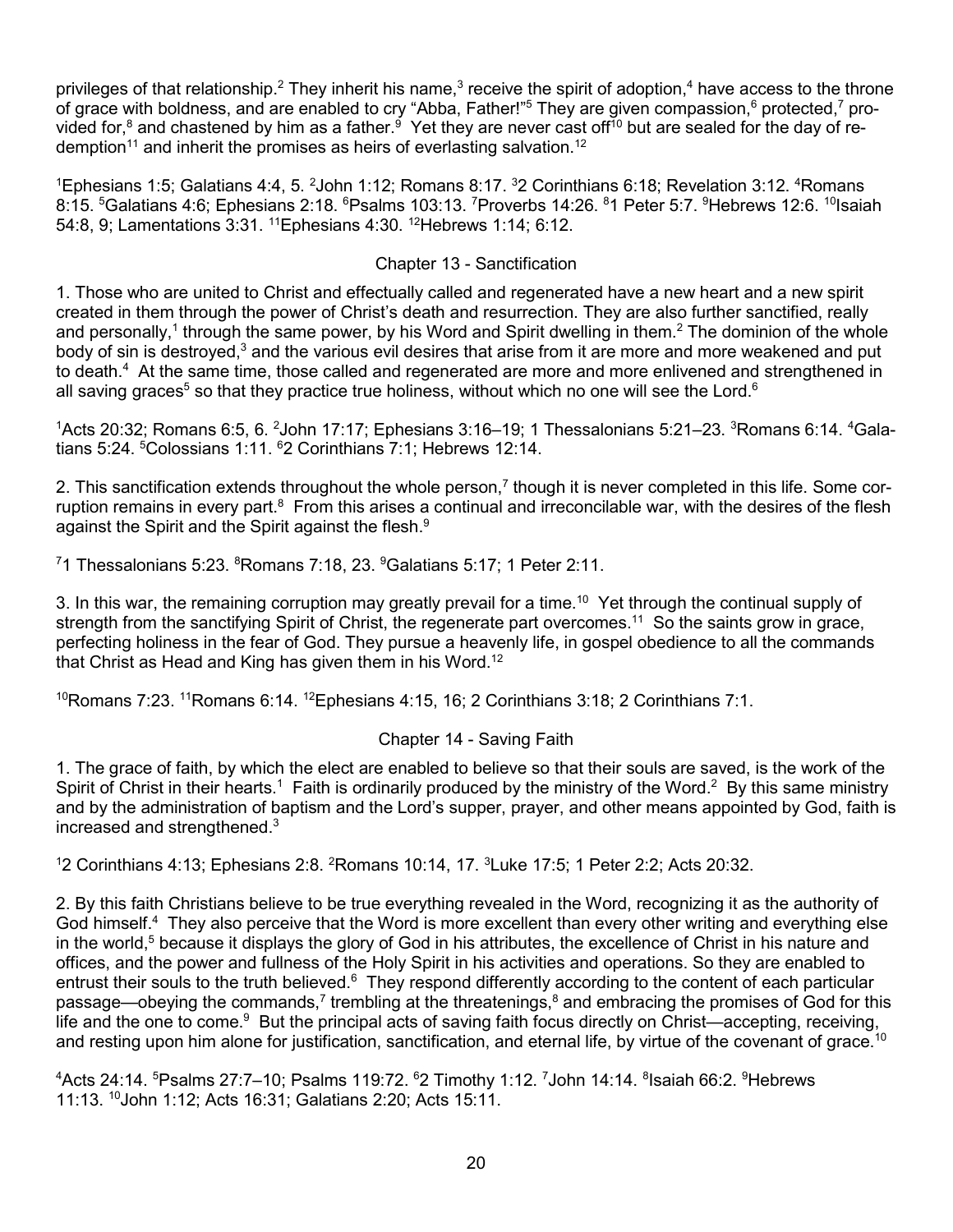privileges of that relationship.[2] They inherit his name,[3] receive the spirit of adoption,[4] have access to the throne of grace with boldness, and are enabled to cry "Abba, Father!"[5] They are given compassion,[6] protected,[7] provided for,[8] and chastened by him as a father.[9] Yet they are never cast off[10] but are sealed for the day of redemption[11] and inherit the promises as heirs of everlasting salvation.[12]

[1]Ephesians 1:5; Galatians 4:4, 5. [2]John 1:12; Romans 8:17. [3]2 Corinthians 6:18; Revelation 3:12. [4]Romans 8:15. [5]Galatians 4:6; Ephesians 2:18. [6]Psalms 103:13. [7]Proverbs 14:26. [8]1 Peter 5:7. [9]Hebrews 12:6. [10]Isaiah 54:8, 9; Lamentations 3:31. [11]Ephesians 4:30. [12]Hebrews 1:14; 6:12.

## Chapter 13 - Sanctification

1. Those who are united to Christ and effectually called and regenerated have a new heart and a new spirit created in them through the power of Christ's death and resurrection. They are also further sanctified, really and personally,[1] through the same power, by his Word and Spirit dwelling in them.[2] The dominion of the whole body of sin is destroyed,[3] and the various evil desires that arise from it are more and more weakened and put to death.[4] At the same time, those called and regenerated are more and more enlivened and strengthened in all saving graces[5] so that they practice true holiness, without which no one will see the Lord.[6]

[1]Acts 20:32; Romans 6:5, 6. [2]John 17:17; Ephesians 3:16–19; 1 Thessalonians 5:21–23. [3]Romans 6:14. [4]Galatians 5:24. [5]Colossians 1:11. [6]2 Corinthians 7:1; Hebrews 12:14.

2. This sanctification extends throughout the whole person,[7] though it is never completed in this life. Some corruption remains in every part.[8] From this arises a continual and irreconcilable war, with the desires of the flesh against the Spirit and the Spirit against the flesh.[9]

[7]1 Thessalonians 5:23. [8]Romans 7:18, 23. [9]Galatians 5:17; 1 Peter 2:11.

3. In this war, the remaining corruption may greatly prevail for a time.[10] Yet through the continual supply of strength from the sanctifying Spirit of Christ, the regenerate part overcomes.[11] So the saints grow in grace, perfecting holiness in the fear of God. They pursue a heavenly life, in gospel obedience to all the commands that Christ as Head and King has given them in his Word.[12]

[10]Romans 7:23. [11]Romans 6:14. [12]Ephesians 4:15, 16; 2 Corinthians 3:18; 2 Corinthians 7:1.

## Chapter 14 - Saving Faith

1. The grace of faith, by which the elect are enabled to believe so that their souls are saved, is the work of the Spirit of Christ in their hearts.[1] Faith is ordinarily produced by the ministry of the Word.[2] By this same ministry and by the administration of baptism and the Lord's supper, prayer, and other means appointed by God, faith is increased and strengthened.[3]

[1]2 Corinthians 4:13; Ephesians 2:8. [2]Romans 10:14, 17. [3]Luke 17:5; 1 Peter 2:2; Acts 20:32.

2. By this faith Christians believe to be true everything revealed in the Word, recognizing it as the authority of God himself.[4] They also perceive that the Word is more excellent than every other writing and everything else in the world,[5] because it displays the glory of God in his attributes, the excellence of Christ in his nature and offices, and the power and fullness of the Holy Spirit in his activities and operations. So they are enabled to entrust their souls to the truth believed.[6] They respond differently according to the content of each particular passage—obeying the commands,[7] trembling at the threatenings,[8] and embracing the promises of God for this life and the one to come.[9] But the principal acts of saving faith focus directly on Christ—accepting, receiving, and resting upon him alone for justification, sanctification, and eternal life, by virtue of the covenant of grace.[10]

[4]Acts 24:14. [5]Psalms 27:7–10; Psalms 119:72. [6]2 Timothy 1:12. [7]John 14:14. [8]Isaiah 66:2. [9]Hebrews 11:13. [10]John 1:12; Acts 16:31; Galatians 2:20; Acts 15:11.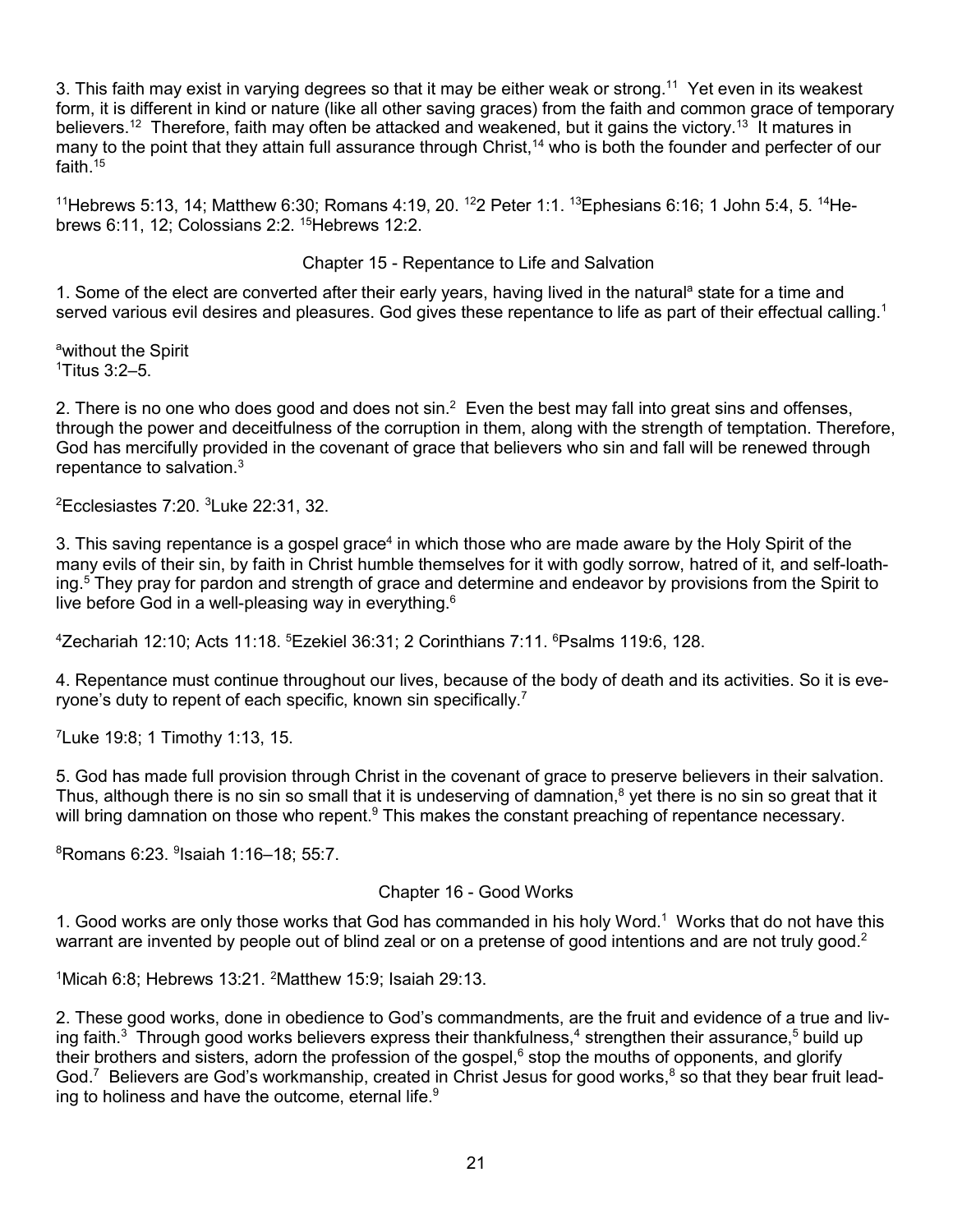3. This faith may exist in varying degrees so that it may be either weak or strong.[11] Yet even in its weakest form, it is different in kind or nature (like all other saving graces) from the faith and common grace of temporary believers.[12] Therefore, faith may often be attacked and weakened, but it gains the victory.[13] It matures in many to the point that they attain full assurance through Christ,[14] who is both the founder and perfecter of our faith.[15]

[11]Hebrews 5:13, 14; Matthew 6:30; Romans 4:19, 20. [12]2 Peter 1:1. [13]Ephesians 6:16; 1 John 5:4, 5. [14]Hebrews 6:11, 12; Colossians 2:2. [15]Hebrews 12:2.

## Chapter 15 - Repentance to Life and Salvation

1. Some of the elect are converted after their early years, having lived in the natural[a] state for a time and served various evil desires and pleasures. God gives these repentance to life as part of their effectual calling.[1]

[a]without the Spirit
[1]Titus 3:2–5.

2. There is no one who does good and does not sin.[2] Even the best may fall into great sins and offenses, through the power and deceitfulness of the corruption in them, along with the strength of temptation. Therefore, God has mercifully provided in the covenant of grace that believers who sin and fall will be renewed through repentance to salvation.[3]

[2]Ecclesiastes 7:20. [3]Luke 22:31, 32.

3. This saving repentance is a gospel grace[4] in which those who are made aware by the Holy Spirit of the many evils of their sin, by faith in Christ humble themselves for it with godly sorrow, hatred of it, and self-loathing.[5] They pray for pardon and strength of grace and determine and endeavor by provisions from the Spirit to live before God in a well-pleasing way in everything.[6]

[4]Zechariah 12:10; Acts 11:18. [5]Ezekiel 36:31; 2 Corinthians 7:11. [6]Psalms 119:6, 128.

4. Repentance must continue throughout our lives, because of the body of death and its activities. So it is everyone's duty to repent of each specific, known sin specifically.[7]

[7]Luke 19:8; 1 Timothy 1:13, 15.

5. God has made full provision through Christ in the covenant of grace to preserve believers in their salvation. Thus, although there is no sin so small that it is undeserving of damnation,[8] yet there is no sin so great that it will bring damnation on those who repent.[9] This makes the constant preaching of repentance necessary.

[8]Romans 6:23. [9]Isaiah 1:16–18; 55:7.

## Chapter 16 - Good Works

1. Good works are only those works that God has commanded in his holy Word.[1] Works that do not have this warrant are invented by people out of blind zeal or on a pretense of good intentions and are not truly good.[2]

[1]Micah 6:8; Hebrews 13:21. [2]Matthew 15:9; Isaiah 29:13.

2. These good works, done in obedience to God's commandments, are the fruit and evidence of a true and living faith.[3] Through good works believers express their thankfulness,[4] strengthen their assurance,[5] build up their brothers and sisters, adorn the profession of the gospel,[6] stop the mouths of opponents, and glorify God.[7] Believers are God's workmanship, created in Christ Jesus for good works,[8] so that they bear fruit leading to holiness and have the outcome, eternal life.[9]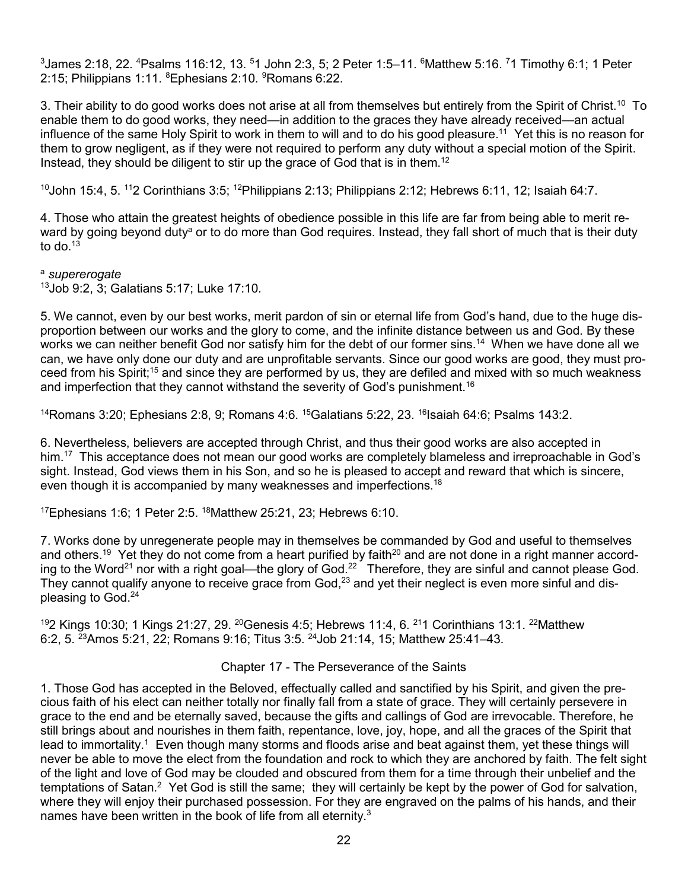[3]James 2:18, 22. [4]Psalms 116:12, 13. [5]1 John 2:3, 5; 2 Peter 1:5–11. [6]Matthew 5:16. [7]1 Timothy 6:1; 1 Peter 2:15; Philippians 1:11. [8]Ephesians 2:10. [9]Romans 6:22.

3. Their ability to do good works does not arise at all from themselves but entirely from the Spirit of Christ.[10] To enable them to do good works, they need—in addition to the graces they have already received—an actual influence of the same Holy Spirit to work in them to will and to do his good pleasure.[11] Yet this is no reason for them to grow negligent, as if they were not required to perform any duty without a special motion of the Spirit. Instead, they should be diligent to stir up the grace of God that is in them.[12]

[10]John 15:4, 5. [11]2 Corinthians 3:5; [12]Philippians 2:13; Philippians 2:12; Hebrews 6:11, 12; Isaiah 64:7.

4. Those who attain the greatest heights of obedience possible in this life are far from being able to merit reward by going beyond duty[a] or to do more than God requires. Instead, they fall short of much that is their duty to do.[13]

[a] *supererogate*
[13]Job 9:2, 3; Galatians 5:17; Luke 17:10.

5. We cannot, even by our best works, merit pardon of sin or eternal life from God's hand, due to the huge disproportion between our works and the glory to come, and the infinite distance between us and God. By these works we can neither benefit God nor satisfy him for the debt of our former sins.[14] When we have done all we can, we have only done our duty and are unprofitable servants. Since our good works are good, they must proceed from his Spirit;[15] and since they are performed by us, they are defiled and mixed with so much weakness and imperfection that they cannot withstand the severity of God's punishment.[16]

[14]Romans 3:20; Ephesians 2:8, 9; Romans 4:6. [15]Galatians 5:22, 23. [16]Isaiah 64:6; Psalms 143:2.

6. Nevertheless, believers are accepted through Christ, and thus their good works are also accepted in him.[17] This acceptance does not mean our good works are completely blameless and irreproachable in God's sight. Instead, God views them in his Son, and so he is pleased to accept and reward that which is sincere, even though it is accompanied by many weaknesses and imperfections.[18]

[17]Ephesians 1:6; 1 Peter 2:5. [18]Matthew 25:21, 23; Hebrews 6:10.

7. Works done by unregenerate people may in themselves be commanded by God and useful to themselves and others.[19] Yet they do not come from a heart purified by faith[20] and are not done in a right manner according to the Word[21] nor with a right goal—the glory of God.[22] Therefore, they are sinful and cannot please God. They cannot qualify anyone to receive grace from God,[23] and yet their neglect is even more sinful and displeasing to God.[24]

[19]2 Kings 10:30; 1 Kings 21:27, 29. [20]Genesis 4:5; Hebrews 11:4, 6. [21]1 Corinthians 13:1. [22]Matthew 6:2, 5. [23]Amos 5:21, 22; Romans 9:16; Titus 3:5. [24]Job 21:14, 15; Matthew 25:41–43.

## Chapter 17 - The Perseverance of the Saints

1. Those God has accepted in the Beloved, effectually called and sanctified by his Spirit, and given the precious faith of his elect can neither totally nor finally fall from a state of grace. They will certainly persevere in grace to the end and be eternally saved, because the gifts and callings of God are irrevocable. Therefore, he still brings about and nourishes in them faith, repentance, love, joy, hope, and all the graces of the Spirit that lead to immortality.[1] Even though many storms and floods arise and beat against them, yet these things will never be able to move the elect from the foundation and rock to which they are anchored by faith. The felt sight of the light and love of God may be clouded and obscured from them for a time through their unbelief and the temptations of Satan.[2] Yet God is still the same; they will certainly be kept by the power of God for salvation, where they will enjoy their purchased possession. For they are engraved on the palms of his hands, and their names have been written in the book of life from all eternity.[3]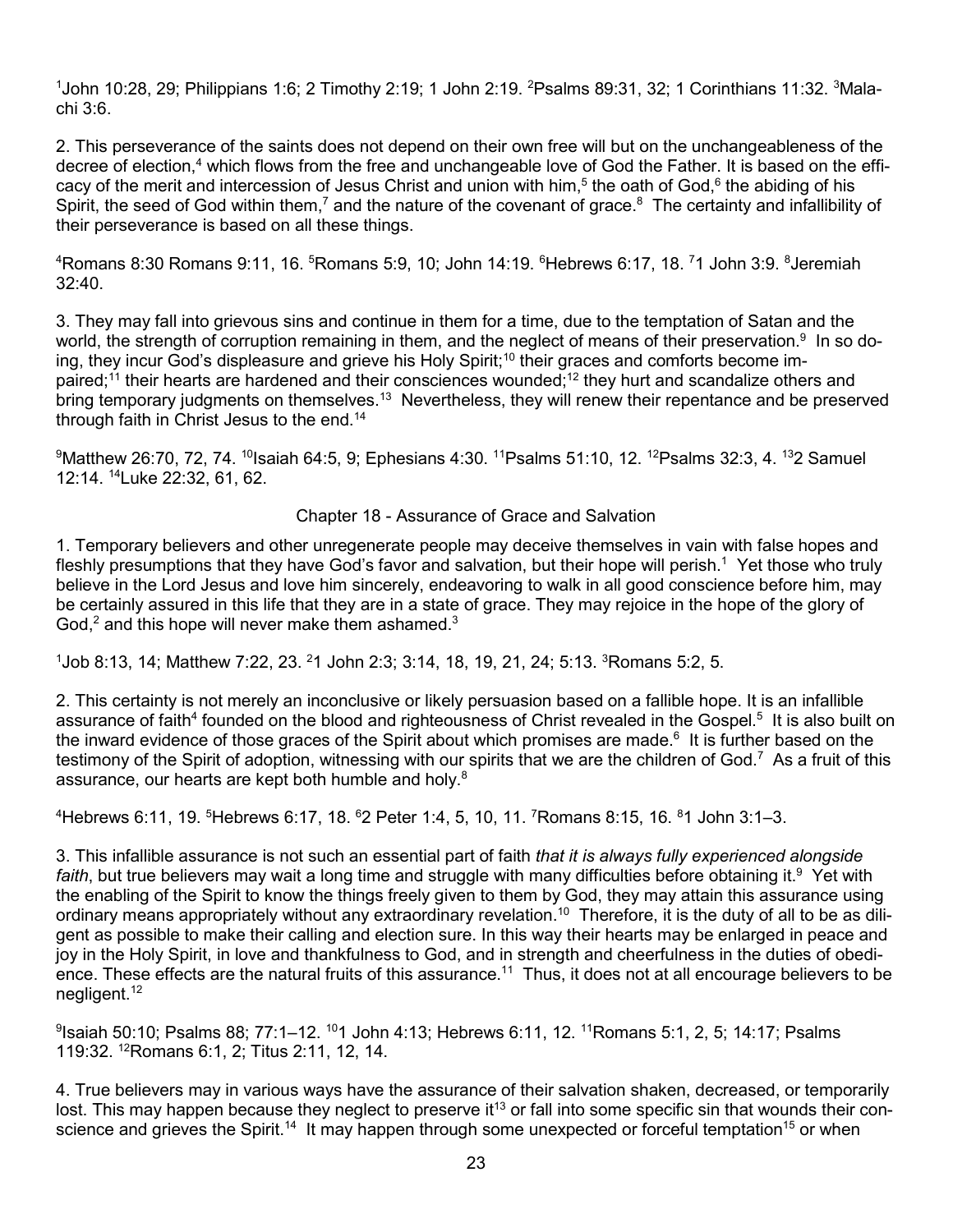[1]John 10:28, 29; Philippians 1:6; 2 Timothy 2:19; 1 John 2:19. [2]Psalms 89:31, 32; 1 Corinthians 11:32. [3]Malachi 3:6.

2. This perseverance of the saints does not depend on their own free will but on the unchangeableness of the decree of election,[4] which flows from the free and unchangeable love of God the Father. It is based on the efficacy of the merit and intercession of Jesus Christ and union with him,[5] the oath of God,[6] the abiding of his Spirit, the seed of God within them,[7] and the nature of the covenant of grace.[8] The certainty and infallibility of their perseverance is based on all these things.

[4]Romans 8:30 Romans 9:11, 16. [5]Romans 5:9, 10; John 14:19. [6]Hebrews 6:17, 18. [7]1 John 3:9. [8]Jeremiah 32:40.

3. They may fall into grievous sins and continue in them for a time, due to the temptation of Satan and the world, the strength of corruption remaining in them, and the neglect of means of their preservation.[9] In so doing, they incur God's displeasure and grieve his Holy Spirit;[10] their graces and comforts become impaired;[11] their hearts are hardened and their consciences wounded;[12] they hurt and scandalize others and bring temporary judgments on themselves.[13] Nevertheless, they will renew their repentance and be preserved through faith in Christ Jesus to the end.[14]

[9]Matthew 26:70, 72, 74. [10]Isaiah 64:5, 9; Ephesians 4:30. [11]Psalms 51:10, 12. [12]Psalms 32:3, 4. [13]2 Samuel 12:14. [14]Luke 22:32, 61, 62.

## Chapter 18 - Assurance of Grace and Salvation

1. Temporary believers and other unregenerate people may deceive themselves in vain with false hopes and fleshly presumptions that they have God's favor and salvation, but their hope will perish.[1] Yet those who truly believe in the Lord Jesus and love him sincerely, endeavoring to walk in all good conscience before him, may be certainly assured in this life that they are in a state of grace. They may rejoice in the hope of the glory of God,[2] and this hope will never make them ashamed.[3]

[1]Job 8:13, 14; Matthew 7:22, 23. [2]1 John 2:3; 3:14, 18, 19, 21, 24; 5:13. [3]Romans 5:2, 5.

2. This certainty is not merely an inconclusive or likely persuasion based on a fallible hope. It is an infallible assurance of faith[4] founded on the blood and righteousness of Christ revealed in the Gospel.[5] It is also built on the inward evidence of those graces of the Spirit about which promises are made.[6] It is further based on the testimony of the Spirit of adoption, witnessing with our spirits that we are the children of God.[7] As a fruit of this assurance, our hearts are kept both humble and holy.[8]

[4]Hebrews 6:11, 19. [5]Hebrews 6:17, 18. [6]2 Peter 1:4, 5, 10, 11. [7]Romans 8:15, 16. [8]1 John 3:1–3.

3. This infallible assurance is not such an essential part of faith *that it is always fully experienced alongside faith*, but true believers may wait a long time and struggle with many difficulties before obtaining it.[9] Yet with the enabling of the Spirit to know the things freely given to them by God, they may attain this assurance using ordinary means appropriately without any extraordinary revelation.[10] Therefore, it is the duty of all to be as diligent as possible to make their calling and election sure. In this way their hearts may be enlarged in peace and joy in the Holy Spirit, in love and thankfulness to God, and in strength and cheerfulness in the duties of obedience. These effects are the natural fruits of this assurance.[11] Thus, it does not at all encourage believers to be negligent.[12]

[9]Isaiah 50:10; Psalms 88; 77:1–12. [10]1 John 4:13; Hebrews 6:11, 12. [11]Romans 5:1, 2, 5; 14:17; Psalms 119:32. [12]Romans 6:1, 2; Titus 2:11, 12, 14.

4. True believers may in various ways have the assurance of their salvation shaken, decreased, or temporarily lost. This may happen because they neglect to preserve it[13] or fall into some specific sin that wounds their conscience and grieves the Spirit.[14] It may happen through some unexpected or forceful temptation[15] or when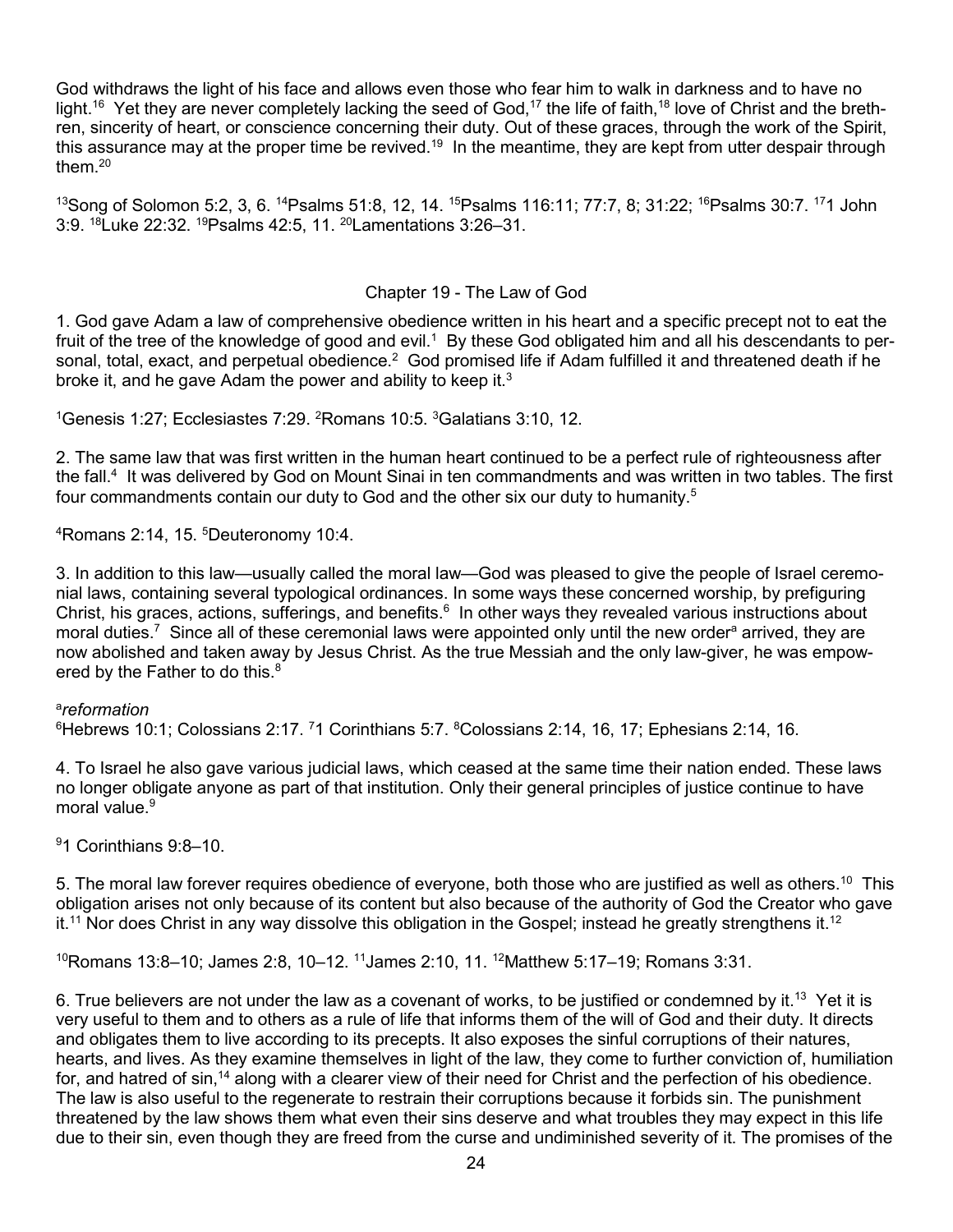God withdraws the light of his face and allows even those who fear him to walk in darkness and to have no light.[16] Yet they are never completely lacking the seed of God,[17] the life of faith,[18] love of Christ and the brethren, sincerity of heart, or conscience concerning their duty. Out of these graces, through the work of the Spirit, this assurance may at the proper time be revived.[19] In the meantime, they are kept from utter despair through them.[20]

[13]Song of Solomon 5:2, 3, 6. [14]Psalms 51:8, 12, 14. [15]Psalms 116:11; 77:7, 8; 31:22; [16]Psalms 30:7. [17]1 John 3:9. [18]Luke 22:32. [19]Psalms 42:5, 11. [20]Lamentations 3:26–31.

## Chapter 19 - The Law of God

1. God gave Adam a law of comprehensive obedience written in his heart and a specific precept not to eat the fruit of the tree of the knowledge of good and evil.[1] By these God obligated him and all his descendants to personal, total, exact, and perpetual obedience.[2] God promised life if Adam fulfilled it and threatened death if he broke it, and he gave Adam the power and ability to keep it.[3]

[1]Genesis 1:27; Ecclesiastes 7:29. [2]Romans 10:5. [3]Galatians 3:10, 12.

2. The same law that was first written in the human heart continued to be a perfect rule of righteousness after the fall.[4] It was delivered by God on Mount Sinai in ten commandments and was written in two tables. The first four commandments contain our duty to God and the other six our duty to humanity.[5]

[4]Romans 2:14, 15. [5]Deuteronomy 10:4.

3. In addition to this law—usually called the moral law—God was pleased to give the people of Israel ceremonial laws, containing several typological ordinances. In some ways these concerned worship, by prefiguring Christ, his graces, actions, sufferings, and benefits.[6] In other ways they revealed various instructions about moral duties.[7] Since all of these ceremonial laws were appointed only until the new order[a] arrived, they are now abolished and taken away by Jesus Christ. As the true Messiah and the only law-giver, he was empowered by the Father to do this.[8]

[a]*reformation*
[6]Hebrews 10:1; Colossians 2:17. [7]1 Corinthians 5:7. [8]Colossians 2:14, 16, 17; Ephesians 2:14, 16.

4. To Israel he also gave various judicial laws, which ceased at the same time their nation ended. These laws no longer obligate anyone as part of that institution. Only their general principles of justice continue to have moral value.[9]

[9]1 Corinthians 9:8–10.

5. The moral law forever requires obedience of everyone, both those who are justified as well as others.[10] This obligation arises not only because of its content but also because of the authority of God the Creator who gave it.[11] Nor does Christ in any way dissolve this obligation in the Gospel; instead he greatly strengthens it.[12]

[10]Romans 13:8–10; James 2:8, 10–12. [11]James 2:10, 11. [12]Matthew 5:17–19; Romans 3:31.

6. True believers are not under the law as a covenant of works, to be justified or condemned by it.[13] Yet it is very useful to them and to others as a rule of life that informs them of the will of God and their duty. It directs and obligates them to live according to its precepts. It also exposes the sinful corruptions of their natures, hearts, and lives. As they examine themselves in light of the law, they come to further conviction of, humiliation for, and hatred of sin,[14] along with a clearer view of their need for Christ and the perfection of his obedience. The law is also useful to the regenerate to restrain their corruptions because it forbids sin. The punishment threatened by the law shows them what even their sins deserve and what troubles they may expect in this life due to their sin, even though they are freed from the curse and undiminished severity of it. The promises of the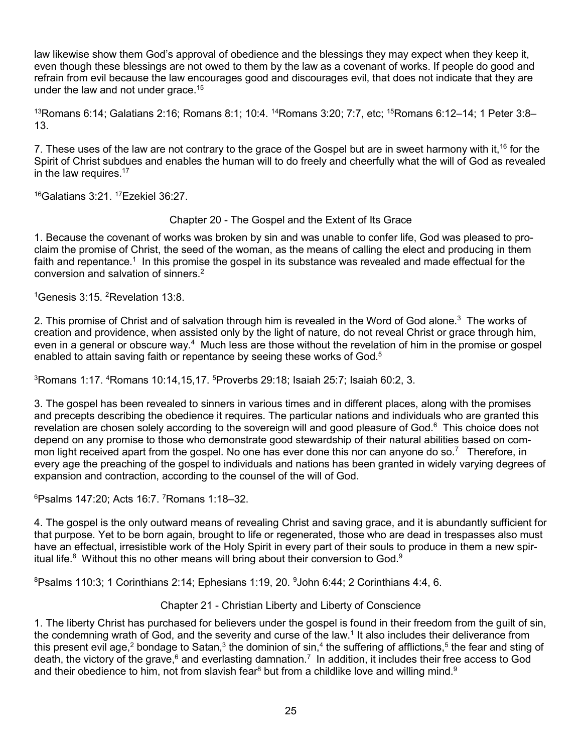law likewise show them God's approval of obedience and the blessings they may expect when they keep it, even though these blessings are not owed to them by the law as a covenant of works. If people do good and refrain from evil because the law encourages good and discourages evil, that does not indicate that they are under the law and not under grace.[15]

[13]Romans 6:14; Galatians 2:16; Romans 8:1; 10:4. [14]Romans 3:20; 7:7, etc; [15]Romans 6:12–14; 1 Peter 3:8–13.

7. These uses of the law are not contrary to the grace of the Gospel but are in sweet harmony with it,[16] for the Spirit of Christ subdues and enables the human will to do freely and cheerfully what the will of God as revealed in the law requires.[17]

[16]Galatians 3:21. [17]Ezekiel 36:27.

## Chapter 20 - The Gospel and the Extent of Its Grace

1. Because the covenant of works was broken by sin and was unable to confer life, God was pleased to proclaim the promise of Christ, the seed of the woman, as the means of calling the elect and producing in them faith and repentance.[1] In this promise the gospel in its substance was revealed and made effectual for the conversion and salvation of sinners.[2]

[1]Genesis 3:15. [2]Revelation 13:8.

2. This promise of Christ and of salvation through him is revealed in the Word of God alone.[3] The works of creation and providence, when assisted only by the light of nature, do not reveal Christ or grace through him, even in a general or obscure way.[4] Much less are those without the revelation of him in the promise or gospel enabled to attain saving faith or repentance by seeing these works of God.[5]

[3]Romans 1:17. [4]Romans 10:14,15,17. [5]Proverbs 29:18; Isaiah 25:7; Isaiah 60:2, 3.

3. The gospel has been revealed to sinners in various times and in different places, along with the promises and precepts describing the obedience it requires. The particular nations and individuals who are granted this revelation are chosen solely according to the sovereign will and good pleasure of God.[6] This choice does not depend on any promise to those who demonstrate good stewardship of their natural abilities based on common light received apart from the gospel. No one has ever done this nor can anyone do so.[7] Therefore, in every age the preaching of the gospel to individuals and nations has been granted in widely varying degrees of expansion and contraction, according to the counsel of the will of God.

[6]Psalms 147:20; Acts 16:7. [7]Romans 1:18–32.

4. The gospel is the only outward means of revealing Christ and saving grace, and it is abundantly sufficient for that purpose. Yet to be born again, brought to life or regenerated, those who are dead in trespasses also must have an effectual, irresistible work of the Holy Spirit in every part of their souls to produce in them a new spiritual life.[8] Without this no other means will bring about their conversion to God.[9]

[8]Psalms 110:3; 1 Corinthians 2:14; Ephesians 1:19, 20. [9]John 6:44; 2 Corinthians 4:4, 6.

## Chapter 21 - Christian Liberty and Liberty of Conscience

1. The liberty Christ has purchased for believers under the gospel is found in their freedom from the guilt of sin, the condemning wrath of God, and the severity and curse of the law.[1] It also includes their deliverance from this present evil age,[2] bondage to Satan,[3] the dominion of sin,[4] the suffering of afflictions,[5] the fear and sting of death, the victory of the grave,[6] and everlasting damnation.[7] In addition, it includes their free access to God and their obedience to him, not from slavish fear[8] but from a childlike love and willing mind.[9]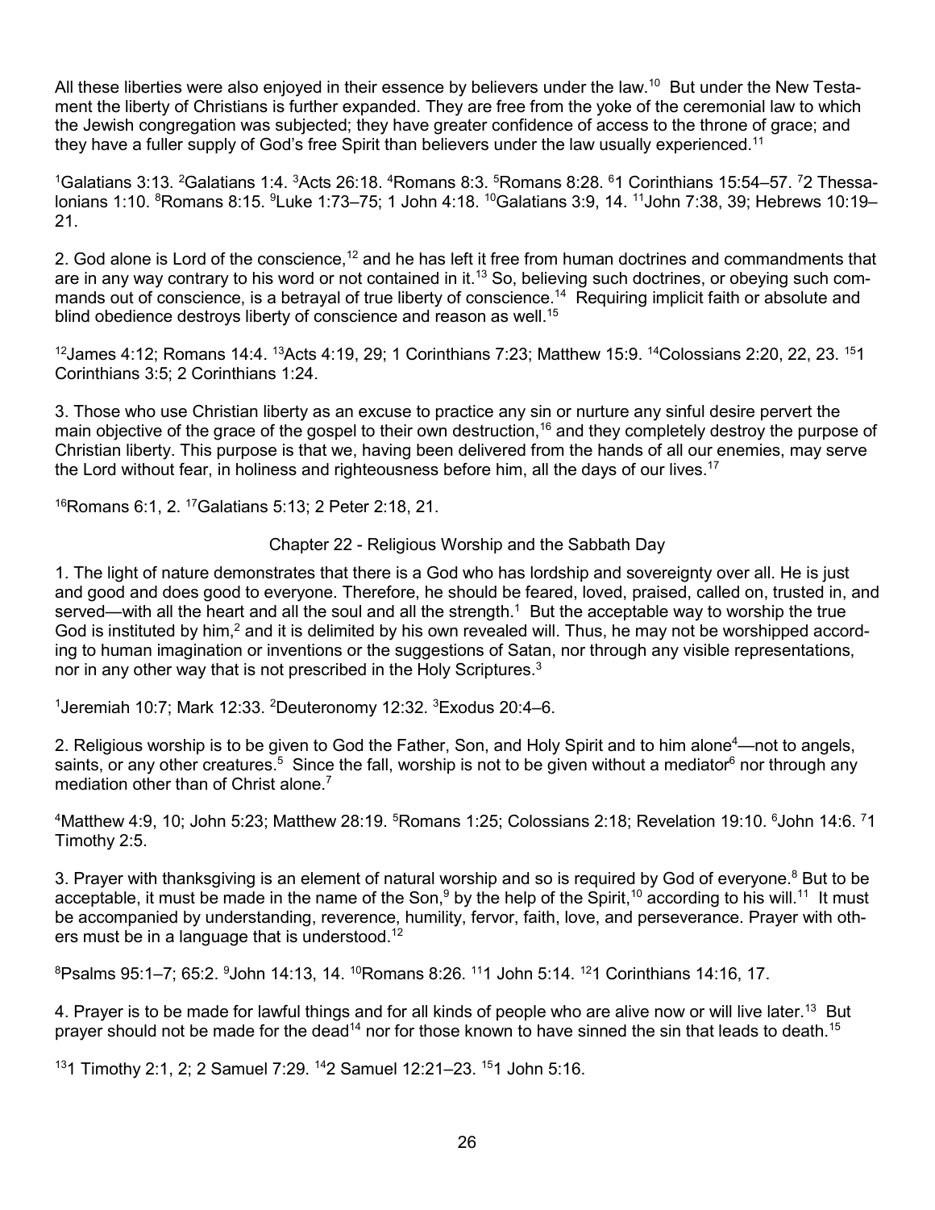All these liberties were also enjoyed in their essence by believers under the law.[10] But under the New Testament the liberty of Christians is further expanded. They are free from the yoke of the ceremonial law to which the Jewish congregation was subjected; they have greater confidence of access to the throne of grace; and they have a fuller supply of God's free Spirit than believers under the law usually experienced.[11]

[1]Galatians 3:13. [2]Galatians 1:4. [3]Acts 26:18. [4]Romans 8:3. [5]Romans 8:28. [6]1 Corinthians 15:54–57. [7]2 Thessalonians 1:10. [8]Romans 8:15. [9]Luke 1:73–75; 1 John 4:18. [10]Galatians 3:9, 14. [11]John 7:38, 39; Hebrews 10:19–21.

2. God alone is Lord of the conscience,[12] and he has left it free from human doctrines and commandments that are in any way contrary to his word or not contained in it.[13] So, believing such doctrines, or obeying such commands out of conscience, is a betrayal of true liberty of conscience.[14] Requiring implicit faith or absolute and blind obedience destroys liberty of conscience and reason as well.[15]

[12]James 4:12; Romans 14:4. [13]Acts 4:19, 29; 1 Corinthians 7:23; Matthew 15:9. [14]Colossians 2:20, 22, 23. [15]1 Corinthians 3:5; 2 Corinthians 1:24.

3. Those who use Christian liberty as an excuse to practice any sin or nurture any sinful desire pervert the main objective of the grace of the gospel to their own destruction,[16] and they completely destroy the purpose of Christian liberty. This purpose is that we, having been delivered from the hands of all our enemies, may serve the Lord without fear, in holiness and righteousness before him, all the days of our lives.[17]

[16]Romans 6:1, 2. [17]Galatians 5:13; 2 Peter 2:18, 21.

## Chapter 22 - Religious Worship and the Sabbath Day

1. The light of nature demonstrates that there is a God who has lordship and sovereignty over all. He is just and good and does good to everyone. Therefore, he should be feared, loved, praised, called on, trusted in, and served—with all the heart and all the soul and all the strength.[1] But the acceptable way to worship the true God is instituted by him,[2] and it is delimited by his own revealed will. Thus, he may not be worshipped according to human imagination or inventions or the suggestions of Satan, nor through any visible representations, nor in any other way that is not prescribed in the Holy Scriptures.[3]

[1]Jeremiah 10:7; Mark 12:33. [2]Deuteronomy 12:32. [3]Exodus 20:4–6.

2. Religious worship is to be given to God the Father, Son, and Holy Spirit and to him alone[4]—not to angels, saints, or any other creatures.[5] Since the fall, worship is not to be given without a mediator[6] nor through any mediation other than of Christ alone.[7]

[4]Matthew 4:9, 10; John 5:23; Matthew 28:19. [5]Romans 1:25; Colossians 2:18; Revelation 19:10. [6]John 14:6. [7]1 Timothy 2:5.

3. Prayer with thanksgiving is an element of natural worship and so is required by God of everyone.[8] But to be acceptable, it must be made in the name of the Son,[9] by the help of the Spirit,[10] according to his will.[11] It must be accompanied by understanding, reverence, humility, fervor, faith, love, and perseverance. Prayer with others must be in a language that is understood.[12]

[8]Psalms 95:1–7; 65:2. [9]John 14:13, 14. [10]Romans 8:26. [11]1 John 5:14. [12]1 Corinthians 14:16, 17.

4. Prayer is to be made for lawful things and for all kinds of people who are alive now or will live later.[13] But prayer should not be made for the dead[14] nor for those known to have sinned the sin that leads to death.[15]

[13]1 Timothy 2:1, 2; 2 Samuel 7:29. [14]2 Samuel 12:21–23. [15]1 John 5:16.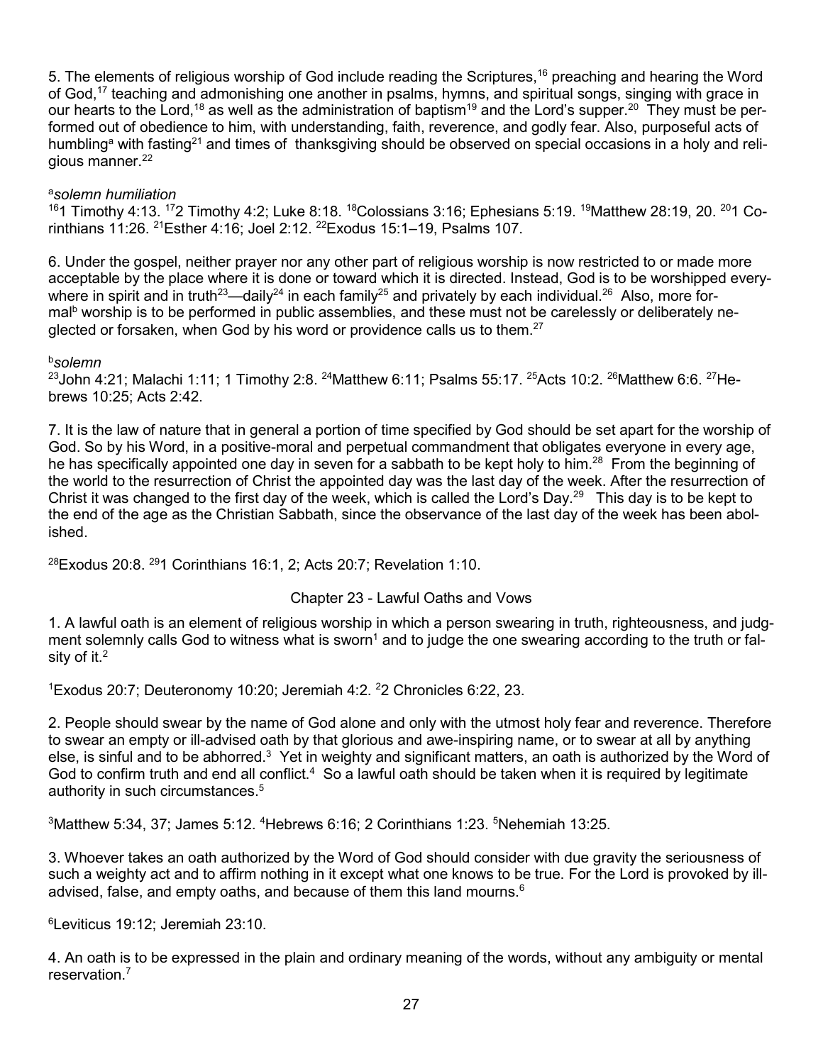5. The elements of religious worship of God include reading the Scriptures,[16] preaching and hearing the Word of God,[17] teaching and admonishing one another in psalms, hymns, and spiritual songs, singing with grace in our hearts to the Lord,[18] as well as the administration of baptism[19] and the Lord's supper.[20] They must be performed out of obedience to him, with understanding, faith, reverence, and godly fear. Also, purposeful acts of humbling[a] with fasting[21] and times of thanksgiving should be observed on special occasions in a holy and religious manner.[22]

[a]*solemn humiliation*

[16]1 Timothy 4:13. [17]2 Timothy 4:2; Luke 8:18. [18]Colossians 3:16; Ephesians 5:19. [19]Matthew 28:19, 20. [20]1 Corinthians 11:26. [21]Esther 4:16; Joel 2:12. [22]Exodus 15:1–19, Psalms 107.

6. Under the gospel, neither prayer nor any other part of religious worship is now restricted to or made more acceptable by the place where it is done or toward which it is directed. Instead, God is to be worshipped everywhere in spirit and in truth[23]—daily[24] in each family[25] and privately by each individual.[26] Also, more formal[b] worship is to be performed in public assemblies, and these must not be carelessly or deliberately neglected or forsaken, when God by his word or providence calls us to them.[27]

[b]*solemn*

[23]John 4:21; Malachi 1:11; 1 Timothy 2:8. [24]Matthew 6:11; Psalms 55:17. [25]Acts 10:2. [26]Matthew 6:6. [27]Hebrews 10:25; Acts 2:42.

7. It is the law of nature that in general a portion of time specified by God should be set apart for the worship of God. So by his Word, in a positive-moral and perpetual commandment that obligates everyone in every age, he has specifically appointed one day in seven for a sabbath to be kept holy to him.[28] From the beginning of the world to the resurrection of Christ the appointed day was the last day of the week. After the resurrection of Christ it was changed to the first day of the week, which is called the Lord's Day.[29] This day is to be kept to the end of the age as the Christian Sabbath, since the observance of the last day of the week has been abolished.

[28]Exodus 20:8. [29]1 Corinthians 16:1, 2; Acts 20:7; Revelation 1:10.

## Chapter 23 - Lawful Oaths and Vows

1. A lawful oath is an element of religious worship in which a person swearing in truth, righteousness, and judgment solemnly calls God to witness what is sworn[1] and to judge the one swearing according to the truth or falsity of it.[2]

[1]Exodus 20:7; Deuteronomy 10:20; Jeremiah 4:2. [2]2 Chronicles 6:22, 23.

2. People should swear by the name of God alone and only with the utmost holy fear and reverence. Therefore to swear an empty or ill-advised oath by that glorious and awe-inspiring name, or to swear at all by anything else, is sinful and to be abhorred.[3] Yet in weighty and significant matters, an oath is authorized by the Word of God to confirm truth and end all conflict.[4] So a lawful oath should be taken when it is required by legitimate authority in such circumstances.[5]

[3]Matthew 5:34, 37; James 5:12. [4]Hebrews 6:16; 2 Corinthians 1:23. [5]Nehemiah 13:25.

3. Whoever takes an oath authorized by the Word of God should consider with due gravity the seriousness of such a weighty act and to affirm nothing in it except what one knows to be true. For the Lord is provoked by ill-advised, false, and empty oaths, and because of them this land mourns.[6]

[6]Leviticus 19:12; Jeremiah 23:10.

4. An oath is to be expressed in the plain and ordinary meaning of the words, without any ambiguity or mental reservation.[7]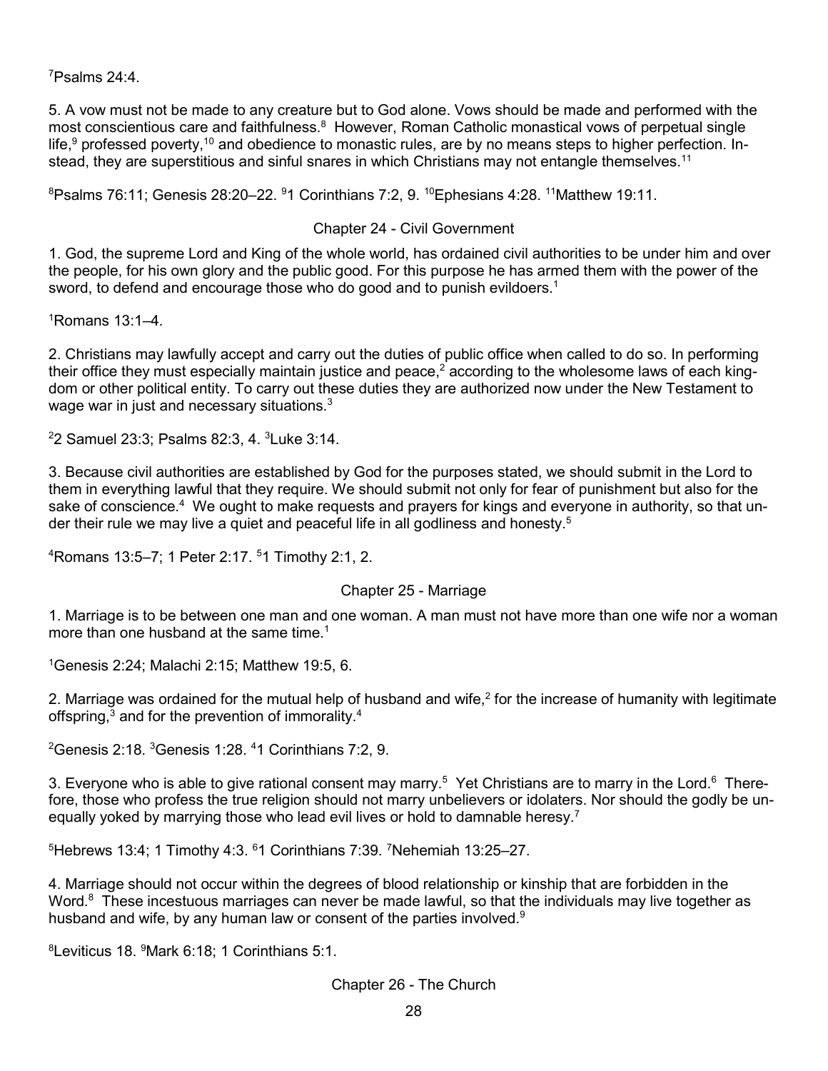[7]Psalms 24:4.

5. A vow must not be made to any creature but to God alone. Vows should be made and performed with the most conscientious care and faithfulness.[8] However, Roman Catholic monastical vows of perpetual single life,[9] professed poverty,[10] and obedience to monastic rules, are by no means steps to higher perfection. Instead, they are superstitious and sinful snares in which Christians may not entangle themselves.[11]

[8]Psalms 76:11; Genesis 28:20–22. [9]1 Corinthians 7:2, 9. [10]Ephesians 4:28. [11]Matthew 19:11.

## Chapter 24 - Civil Government

1. God, the supreme Lord and King of the whole world, has ordained civil authorities to be under him and over the people, for his own glory and the public good. For this purpose he has armed them with the power of the sword, to defend and encourage those who do good and to punish evildoers.[1]

[1]Romans 13:1–4.

2. Christians may lawfully accept and carry out the duties of public office when called to do so. In performing their office they must especially maintain justice and peace,[2] according to the wholesome laws of each kingdom or other political entity. To carry out these duties they are authorized now under the New Testament to wage war in just and necessary situations.[3]

[2]2 Samuel 23:3; Psalms 82:3, 4. [3]Luke 3:14.

3. Because civil authorities are established by God for the purposes stated, we should submit in the Lord to them in everything lawful that they require. We should submit not only for fear of punishment but also for the sake of conscience.[4] We ought to make requests and prayers for kings and everyone in authority, so that under their rule we may live a quiet and peaceful life in all godliness and honesty.[5]

[4]Romans 13:5–7; 1 Peter 2:17. [5]1 Timothy 2:1, 2.

## Chapter 25 - Marriage

1. Marriage is to be between one man and one woman. A man must not have more than one wife nor a woman more than one husband at the same time.[1]

[1]Genesis 2:24; Malachi 2:15; Matthew 19:5, 6.

2. Marriage was ordained for the mutual help of husband and wife,[2] for the increase of humanity with legitimate offspring,[3] and for the prevention of immorality.[4]

[2]Genesis 2:18. [3]Genesis 1:28. [4]1 Corinthians 7:2, 9.

3. Everyone who is able to give rational consent may marry.[5] Yet Christians are to marry in the Lord.[6] Therefore, those who profess the true religion should not marry unbelievers or idolaters. Nor should the godly be unequally yoked by marrying those who lead evil lives or hold to damnable heresy.[7]

[5]Hebrews 13:4; 1 Timothy 4:3. [6]1 Corinthians 7:39. [7]Nehemiah 13:25–27.

4. Marriage should not occur within the degrees of blood relationship or kinship that are forbidden in the Word.[8] These incestuous marriages can never be made lawful, so that the individuals may live together as husband and wife, by any human law or consent of the parties involved.[9]

[8]Leviticus 18. [9]Mark 6:18; 1 Corinthians 5:1.

## Chapter 26 - The Church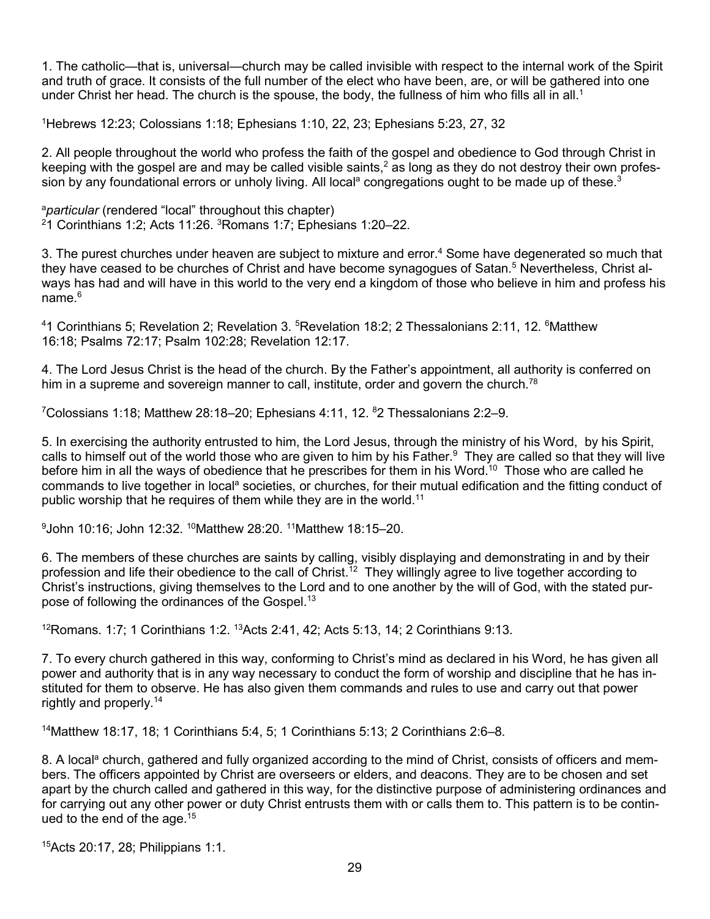1. The catholic—that is, universal—church may be called invisible with respect to the internal work of the Spirit and truth of grace. It consists of the full number of the elect who have been, are, or will be gathered into one under Christ her head. The church is the spouse, the body, the fullness of him who fills all in all.[1]

[1]Hebrews 12:23; Colossians 1:18; Ephesians 1:10, 22, 23; Ephesians 5:23, 27, 32

2. All people throughout the world who profess the faith of the gospel and obedience to God through Christ in keeping with the gospel are and may be called visible saints,[2] as long as they do not destroy their own profession by any foundational errors or unholy living. All local[a] congregations ought to be made up of these.[3]

[a]*particular* (rendered "local" throughout this chapter)
[2]1 Corinthians 1:2; Acts 11:26. [3]Romans 1:7; Ephesians 1:20–22.

3. The purest churches under heaven are subject to mixture and error.[4] Some have degenerated so much that they have ceased to be churches of Christ and have become synagogues of Satan.[5] Nevertheless, Christ always has had and will have in this world to the very end a kingdom of those who believe in him and profess his name.[6]

[4]1 Corinthians 5; Revelation 2; Revelation 3. [5]Revelation 18:2; 2 Thessalonians 2:11, 12. [6]Matthew 16:18; Psalms 72:17; Psalm 102:28; Revelation 12:17.

4. The Lord Jesus Christ is the head of the church. By the Father's appointment, all authority is conferred on him in a supreme and sovereign manner to call, institute, order and govern the church.[7][8]

[7]Colossians 1:18; Matthew 28:18–20; Ephesians 4:11, 12. [8]2 Thessalonians 2:2–9.

5. In exercising the authority entrusted to him, the Lord Jesus, through the ministry of his Word, by his Spirit, calls to himself out of the world those who are given to him by his Father.[9] They are called so that they will live before him in all the ways of obedience that he prescribes for them in his Word.[10] Those who are called he commands to live together in local[a] societies, or churches, for their mutual edification and the fitting conduct of public worship that he requires of them while they are in the world.[11]

[9]John 10:16; John 12:32. [10]Matthew 28:20. [11]Matthew 18:15–20.

6. The members of these churches are saints by calling, visibly displaying and demonstrating in and by their profession and life their obedience to the call of Christ.[12] They willingly agree to live together according to Christ's instructions, giving themselves to the Lord and to one another by the will of God, with the stated purpose of following the ordinances of the Gospel.[13]

[12]Romans. 1:7; 1 Corinthians 1:2. [13]Acts 2:41, 42; Acts 5:13, 14; 2 Corinthians 9:13.

7. To every church gathered in this way, conforming to Christ's mind as declared in his Word, he has given all power and authority that is in any way necessary to conduct the form of worship and discipline that he has instituted for them to observe. He has also given them commands and rules to use and carry out that power rightly and properly.[14]

[14]Matthew 18:17, 18; 1 Corinthians 5:4, 5; 1 Corinthians 5:13; 2 Corinthians 2:6–8.

8. A local[a] church, gathered and fully organized according to the mind of Christ, consists of officers and members. The officers appointed by Christ are overseers or elders, and deacons. They are to be chosen and set apart by the church called and gathered in this way, for the distinctive purpose of administering ordinances and for carrying out any other power or duty Christ entrusts them with or calls them to. This pattern is to be continued to the end of the age.[15]

[15]Acts 20:17, 28; Philippians 1:1.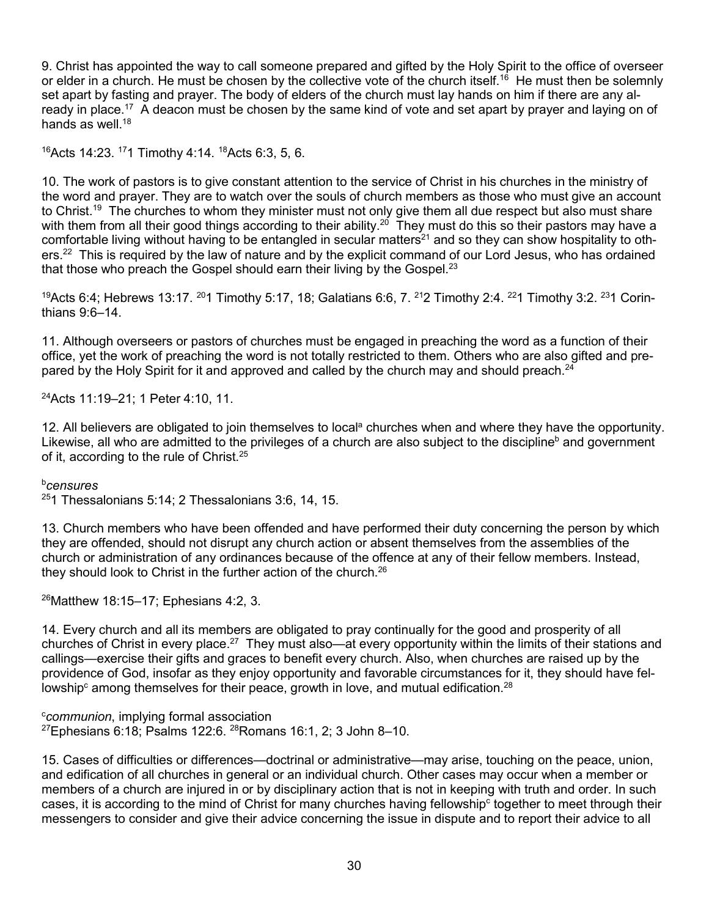9. Christ has appointed the way to call someone prepared and gifted by the Holy Spirit to the office of overseer or elder in a church. He must be chosen by the collective vote of the church itself.[16] He must then be solemnly set apart by fasting and prayer. The body of elders of the church must lay hands on him if there are any already in place.[17] A deacon must be chosen by the same kind of vote and set apart by prayer and laying on of hands as well.[18]

[16]Acts 14:23. [17]1 Timothy 4:14. [18]Acts 6:3, 5, 6.

10. The work of pastors is to give constant attention to the service of Christ in his churches in the ministry of the word and prayer. They are to watch over the souls of church members as those who must give an account to Christ.[19] The churches to whom they minister must not only give them all due respect but also must share with them from all their good things according to their ability.[20] They must do this so their pastors may have a comfortable living without having to be entangled in secular matters[21] and so they can show hospitality to others.[22] This is required by the law of nature and by the explicit command of our Lord Jesus, who has ordained that those who preach the Gospel should earn their living by the Gospel.[23]

[19]Acts 6:4; Hebrews 13:17. [20]1 Timothy 5:17, 18; Galatians 6:6, 7. [21]2 Timothy 2:4. [22]1 Timothy 3:2. [23]1 Corinthians 9:6–14.

11. Although overseers or pastors of churches must be engaged in preaching the word as a function of their office, yet the work of preaching the word is not totally restricted to them. Others who are also gifted and prepared by the Holy Spirit for it and approved and called by the church may and should preach.[24]

[24]Acts 11:19–21; 1 Peter 4:10, 11.

12. All believers are obligated to join themselves to local[a] churches when and where they have the opportunity. Likewise, all who are admitted to the privileges of a church are also subject to the discipline[b] and government of it, according to the rule of Christ.[25]

[b]*censures*
[25]1 Thessalonians 5:14; 2 Thessalonians 3:6, 14, 15.

13. Church members who have been offended and have performed their duty concerning the person by which they are offended, should not disrupt any church action or absent themselves from the assemblies of the church or administration of any ordinances because of the offence at any of their fellow members. Instead, they should look to Christ in the further action of the church.[26]

[26]Matthew 18:15–17; Ephesians 4:2, 3.

14. Every church and all its members are obligated to pray continually for the good and prosperity of all churches of Christ in every place.[27] They must also—at every opportunity within the limits of their stations and callings—exercise their gifts and graces to benefit every church. Also, when churches are raised up by the providence of God, insofar as they enjoy opportunity and favorable circumstances for it, they should have fellowship[c] among themselves for their peace, growth in love, and mutual edification.[28]

[c]*communion*, implying formal association
[27]Ephesians 6:18; Psalms 122:6. [28]Romans 16:1, 2; 3 John 8–10.

15. Cases of difficulties or differences—doctrinal or administrative—may arise, touching on the peace, union, and edification of all churches in general or an individual church. Other cases may occur when a member or members of a church are injured in or by disciplinary action that is not in keeping with truth and order. In such cases, it is according to the mind of Christ for many churches having fellowship[c] together to meet through their messengers to consider and give their advice concerning the issue in dispute and to report their advice to all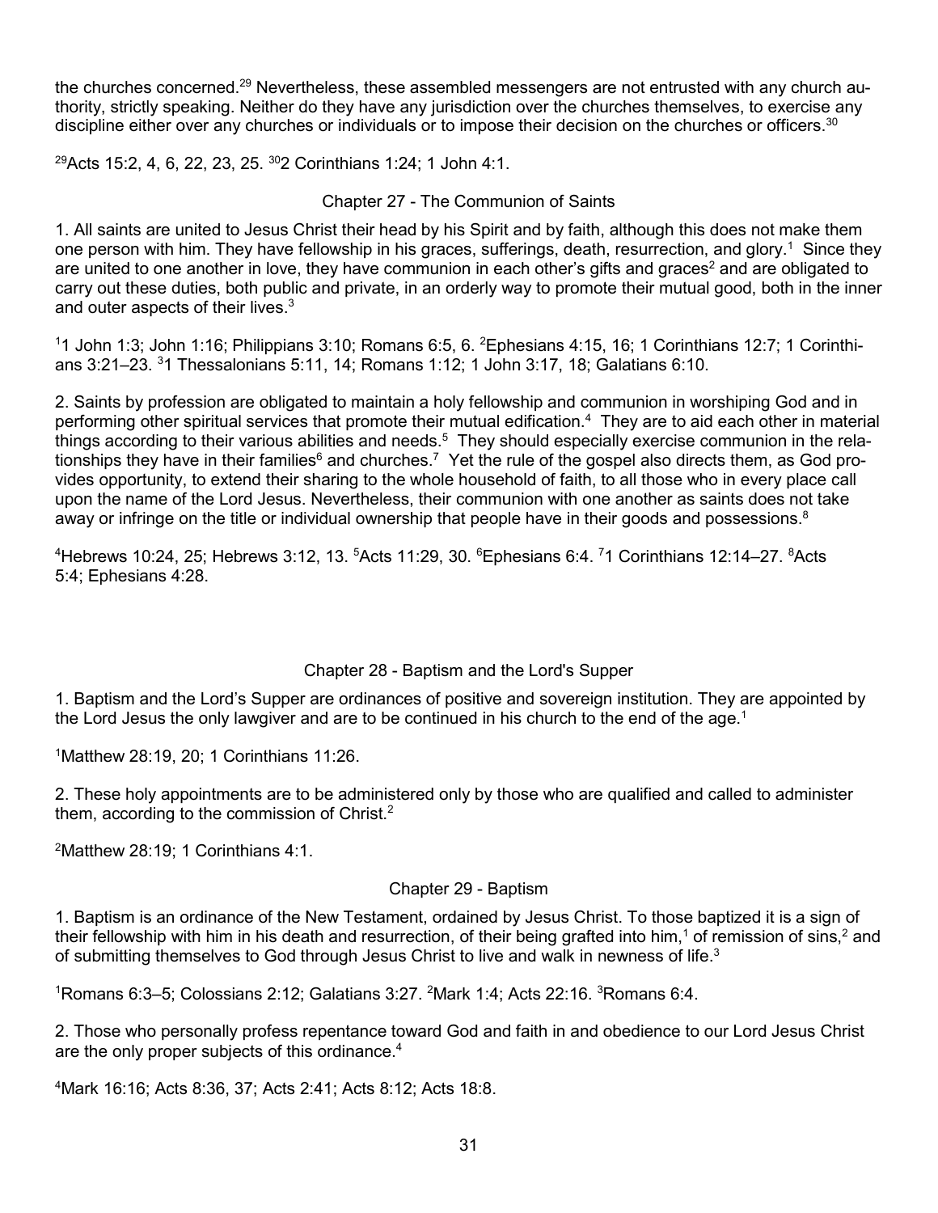the churches concerned.[29] Nevertheless, these assembled messengers are not entrusted with any church authority, strictly speaking. Neither do they have any jurisdiction over the churches themselves, to exercise any discipline either over any churches or individuals or to impose their decision on the churches or officers.[30]

[29]Acts 15:2, 4, 6, 22, 23, 25. [30]2 Corinthians 1:24; 1 John 4:1.

## Chapter 27 - The Communion of Saints

1. All saints are united to Jesus Christ their head by his Spirit and by faith, although this does not make them one person with him. They have fellowship in his graces, sufferings, death, resurrection, and glory.[1] Since they are united to one another in love, they have communion in each other's gifts and graces[2] and are obligated to carry out these duties, both public and private, in an orderly way to promote their mutual good, both in the inner and outer aspects of their lives.[3]

[1]1 John 1:3; John 1:16; Philippians 3:10; Romans 6:5, 6. [2]Ephesians 4:15, 16; 1 Corinthians 12:7; 1 Corinthians 3:21–23. [3]1 Thessalonians 5:11, 14; Romans 1:12; 1 John 3:17, 18; Galatians 6:10.

2. Saints by profession are obligated to maintain a holy fellowship and communion in worshiping God and in performing other spiritual services that promote their mutual edification.[4] They are to aid each other in material things according to their various abilities and needs.[5] They should especially exercise communion in the relationships they have in their families[6] and churches.[7] Yet the rule of the gospel also directs them, as God provides opportunity, to extend their sharing to the whole household of faith, to all those who in every place call upon the name of the Lord Jesus. Nevertheless, their communion with one another as saints does not take away or infringe on the title or individual ownership that people have in their goods and possessions.[8]

[4]Hebrews 10:24, 25; Hebrews 3:12, 13. [5]Acts 11:29, 30. [6]Ephesians 6:4. [7]1 Corinthians 12:14–27. [8]Acts 5:4; Ephesians 4:28.

## Chapter 28 - Baptism and the Lord's Supper

1. Baptism and the Lord's Supper are ordinances of positive and sovereign institution. They are appointed by the Lord Jesus the only lawgiver and are to be continued in his church to the end of the age.[1]

[1]Matthew 28:19, 20; 1 Corinthians 11:26.

2. These holy appointments are to be administered only by those who are qualified and called to administer them, according to the commission of Christ.[2]

[2]Matthew 28:19; 1 Corinthians 4:1.

## Chapter 29 - Baptism

1. Baptism is an ordinance of the New Testament, ordained by Jesus Christ. To those baptized it is a sign of their fellowship with him in his death and resurrection, of their being grafted into him,[1] of remission of sins,[2] and of submitting themselves to God through Jesus Christ to live and walk in newness of life.[3]

[1]Romans 6:3–5; Colossians 2:12; Galatians 3:27. [2]Mark 1:4; Acts 22:16. [3]Romans 6:4.

2. Those who personally profess repentance toward God and faith in and obedience to our Lord Jesus Christ are the only proper subjects of this ordinance.[4]

[4]Mark 16:16; Acts 8:36, 37; Acts 2:41; Acts 8:12; Acts 18:8.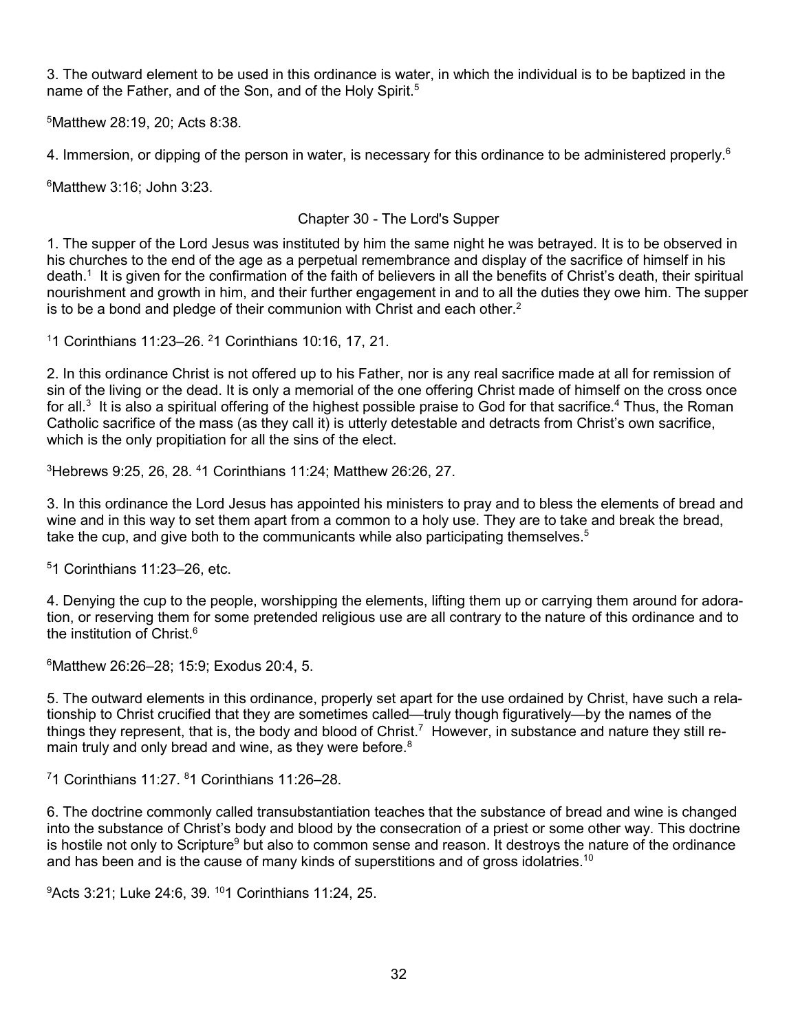3. The outward element to be used in this ordinance is water, in which the individual is to be baptized in the name of the Father, and of the Son, and of the Holy Spirit.[5]

[5]Matthew 28:19, 20; Acts 8:38.

4. Immersion, or dipping of the person in water, is necessary for this ordinance to be administered properly.[6]

[6]Matthew 3:16; John 3:23.

## Chapter 30 - The Lord's Supper

1. The supper of the Lord Jesus was instituted by him the same night he was betrayed. It is to be observed in his churches to the end of the age as a perpetual remembrance and display of the sacrifice of himself in his death.[1] It is given for the confirmation of the faith of believers in all the benefits of Christ's death, their spiritual nourishment and growth in him, and their further engagement in and to all the duties they owe him. The supper is to be a bond and pledge of their communion with Christ and each other.[2]

[1]1 Corinthians 11:23–26. [2]1 Corinthians 10:16, 17, 21.

2. In this ordinance Christ is not offered up to his Father, nor is any real sacrifice made at all for remission of sin of the living or the dead. It is only a memorial of the one offering Christ made of himself on the cross once for all.[3] It is also a spiritual offering of the highest possible praise to God for that sacrifice.[4] Thus, the Roman Catholic sacrifice of the mass (as they call it) is utterly detestable and detracts from Christ's own sacrifice, which is the only propitiation for all the sins of the elect.

[3]Hebrews 9:25, 26, 28. [4]1 Corinthians 11:24; Matthew 26:26, 27.

3. In this ordinance the Lord Jesus has appointed his ministers to pray and to bless the elements of bread and wine and in this way to set them apart from a common to a holy use. They are to take and break the bread, take the cup, and give both to the communicants while also participating themselves.[5]

[5]1 Corinthians 11:23–26, etc.

4. Denying the cup to the people, worshipping the elements, lifting them up or carrying them around for adoration, or reserving them for some pretended religious use are all contrary to the nature of this ordinance and to the institution of Christ.[6]

[6]Matthew 26:26–28; 15:9; Exodus 20:4, 5.

5. The outward elements in this ordinance, properly set apart for the use ordained by Christ, have such a relationship to Christ crucified that they are sometimes called—truly though figuratively—by the names of the things they represent, that is, the body and blood of Christ.[7] However, in substance and nature they still remain truly and only bread and wine, as they were before.[8]

[7]1 Corinthians 11:27. [8]1 Corinthians 11:26–28.

6. The doctrine commonly called transubstantiation teaches that the substance of bread and wine is changed into the substance of Christ's body and blood by the consecration of a priest or some other way. This doctrine is hostile not only to Scripture[9] but also to common sense and reason. It destroys the nature of the ordinance and has been and is the cause of many kinds of superstitions and of gross idolatries.[10]

[9]Acts 3:21; Luke 24:6, 39. [10]1 Corinthians 11:24, 25.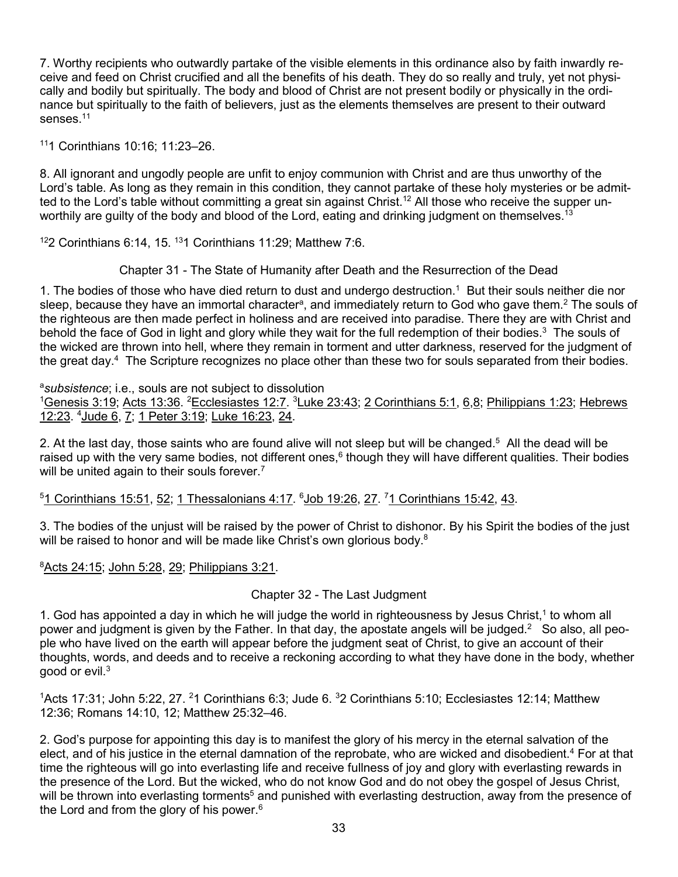7. Worthy recipients who outwardly partake of the visible elements in this ordinance also by faith inwardly receive and feed on Christ crucified and all the benefits of his death. They do so really and truly, yet not physically and bodily but spiritually. The body and blood of Christ are not present bodily or physically in the ordinance but spiritually to the faith of believers, just as the elements themselves are present to their outward senses.[11]

[11]1 Corinthians 10:16; 11:23–26.

8. All ignorant and ungodly people are unfit to enjoy communion with Christ and are thus unworthy of the Lord's table. As long as they remain in this condition, they cannot partake of these holy mysteries or be admitted to the Lord's table without committing a great sin against Christ.[12] All those who receive the supper unworthily are guilty of the body and blood of the Lord, eating and drinking judgment on themselves.[13]

[12]2 Corinthians 6:14, 15. [13]1 Corinthians 11:29; Matthew 7:6.

## Chapter 31 - The State of Humanity after Death and the Resurrection of the Dead

1. The bodies of those who have died return to dust and undergo destruction.[1] But their souls neither die nor sleep, because they have an immortal character[a], and immediately return to God who gave them.[2] The souls of the righteous are then made perfect in holiness and are received into paradise. There they are with Christ and behold the face of God in light and glory while they wait for the full redemption of their bodies.[3] The souls of the wicked are thrown into hell, where they remain in torment and utter darkness, reserved for the judgment of the great day.[4] The Scripture recognizes no place other than these two for souls separated from their bodies.

[a]*subsistence*; i.e., souls are not subject to dissolution
[1]Genesis 3:19; Acts 13:36. [2]Ecclesiastes 12:7. [3]Luke 23:43; 2 Corinthians 5:1, 6,8; Philippians 1:23; Hebrews 12:23. [4]Jude 6, 7; 1 Peter 3:19; Luke 16:23, 24.

2. At the last day, those saints who are found alive will not sleep but will be changed.[5] All the dead will be raised up with the very same bodies, not different ones,[6] though they will have different qualities. Their bodies will be united again to their souls forever.[7]

[5]1 Corinthians 15:51, 52; 1 Thessalonians 4:17. [6]Job 19:26, 27. [7]1 Corinthians 15:42, 43.

3. The bodies of the unjust will be raised by the power of Christ to dishonor. By his Spirit the bodies of the just will be raised to honor and will be made like Christ's own glorious body.[8]

[8]Acts 24:15; John 5:28, 29; Philippians 3:21.

## Chapter 32 - The Last Judgment

1. God has appointed a day in which he will judge the world in righteousness by Jesus Christ,[1] to whom all power and judgment is given by the Father. In that day, the apostate angels will be judged.[2] So also, all people who have lived on the earth will appear before the judgment seat of Christ, to give an account of their thoughts, words, and deeds and to receive a reckoning according to what they have done in the body, whether good or evil.[3]

[1]Acts 17:31; John 5:22, 27. [2]1 Corinthians 6:3; Jude 6. [3]2 Corinthians 5:10; Ecclesiastes 12:14; Matthew 12:36; Romans 14:10, 12; Matthew 25:32–46.

2. God's purpose for appointing this day is to manifest the glory of his mercy in the eternal salvation of the elect, and of his justice in the eternal damnation of the reprobate, who are wicked and disobedient.[4] For at that time the righteous will go into everlasting life and receive fullness of joy and glory with everlasting rewards in the presence of the Lord. But the wicked, who do not know God and do not obey the gospel of Jesus Christ, will be thrown into everlasting torments[5] and punished with everlasting destruction, away from the presence of the Lord and from the glory of his power.[6]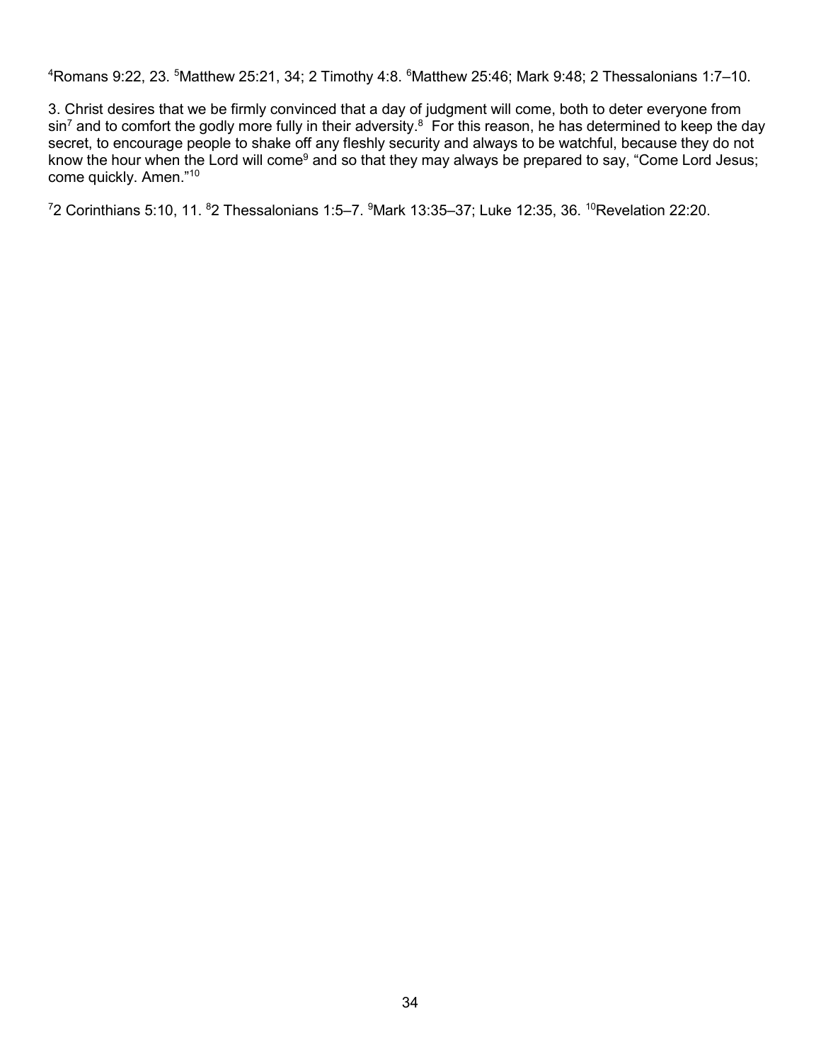[4]Romans 9:22, 23. [5]Matthew 25:21, 34; 2 Timothy 4:8. [6]Matthew 25:46; Mark 9:48; 2 Thessalonians 1:7–10.

3. Christ desires that we be firmly convinced that a day of judgment will come, both to deter everyone from sin[7] and to comfort the godly more fully in their adversity.[8] For this reason, he has determined to keep the day secret, to encourage people to shake off any fleshly security and always to be watchful, because they do not know the hour when the Lord will come[9] and so that they may always be prepared to say, “Come Lord Jesus; come quickly. Amen.”[10]

[7]2 Corinthians 5:10, 11. [8]2 Thessalonians 1:5–7. [9]Mark 13:35–37; Luke 12:35, 36. [10]Revelation 22:20.